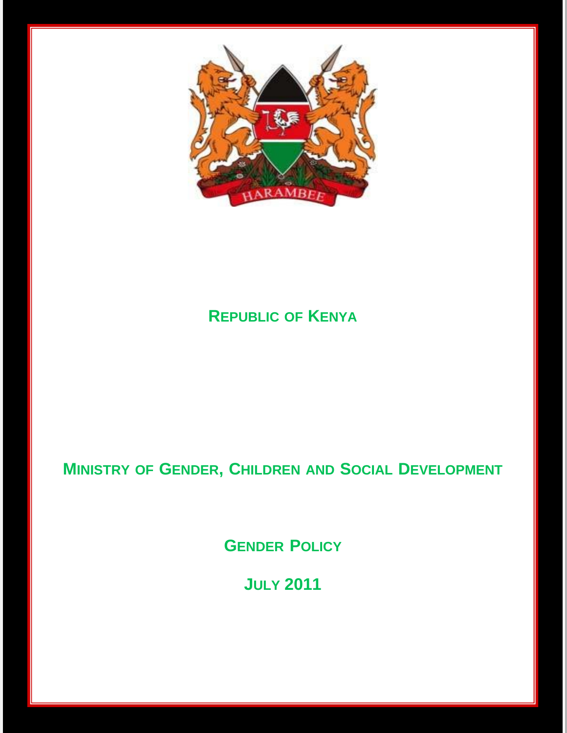**REPUBLIC OF KENYA**

**MINISTRY OF GENDER, CHILDREN AND SOCIAL DEVELOPMENT**

# GENDER POLICY

**JULY 2011**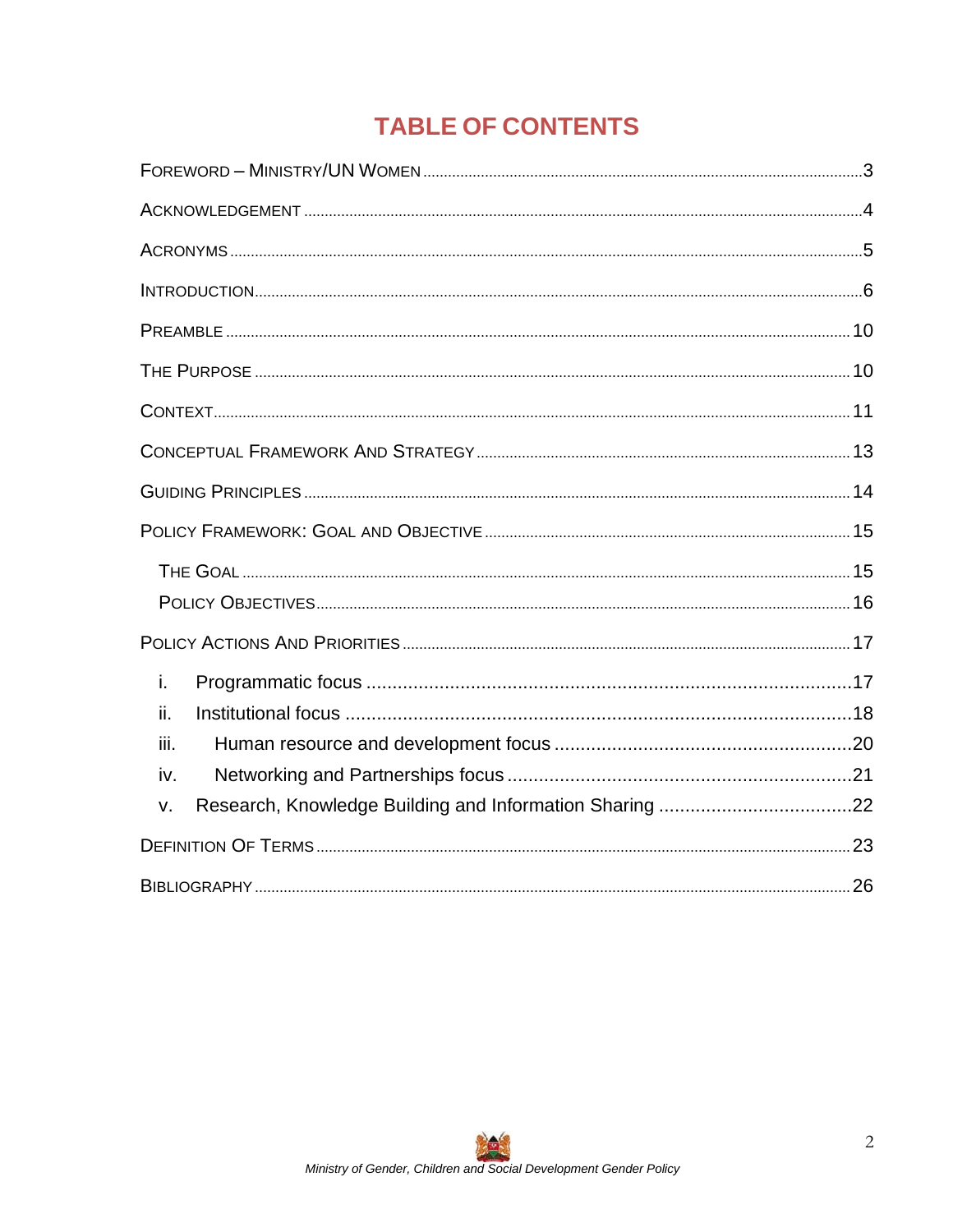# TABLE OF CONTENTS

FOREWORD – MINISTRY/UN WOMEN .......... 3

ACKNOWLEDGEMENT .......... 4

ACRONYMS .......... 5

INTRODUCTION .......... 6

PREAMBLE .......... 10

THE PURPOSE .......... 10

CONTEXT .......... 11

CONCEPTUAL FRAMEWORK AND STRATEGY .......... 13

GUIDING PRINCIPLES .......... 14

POLICY FRAMEWORK: GOAL AND OBJECTIVE .......... 15

- THE GOAL .......... 15
- POLICY OBJECTIVES .......... 16

POLICY ACTIONS AND PRIORITIES .......... 17

- i. Programmatic focus .......... 17
- ii. Institutional focus .......... 18
- iii. Human resource and development focus .......... 20
- iv. Networking and Partnerships focus .......... 21
- v. Research, Knowledge Building and Information Sharing .......... 22

DEFINITION OF TERMS .......... 23

BIBLIOGRAPHY .......... 26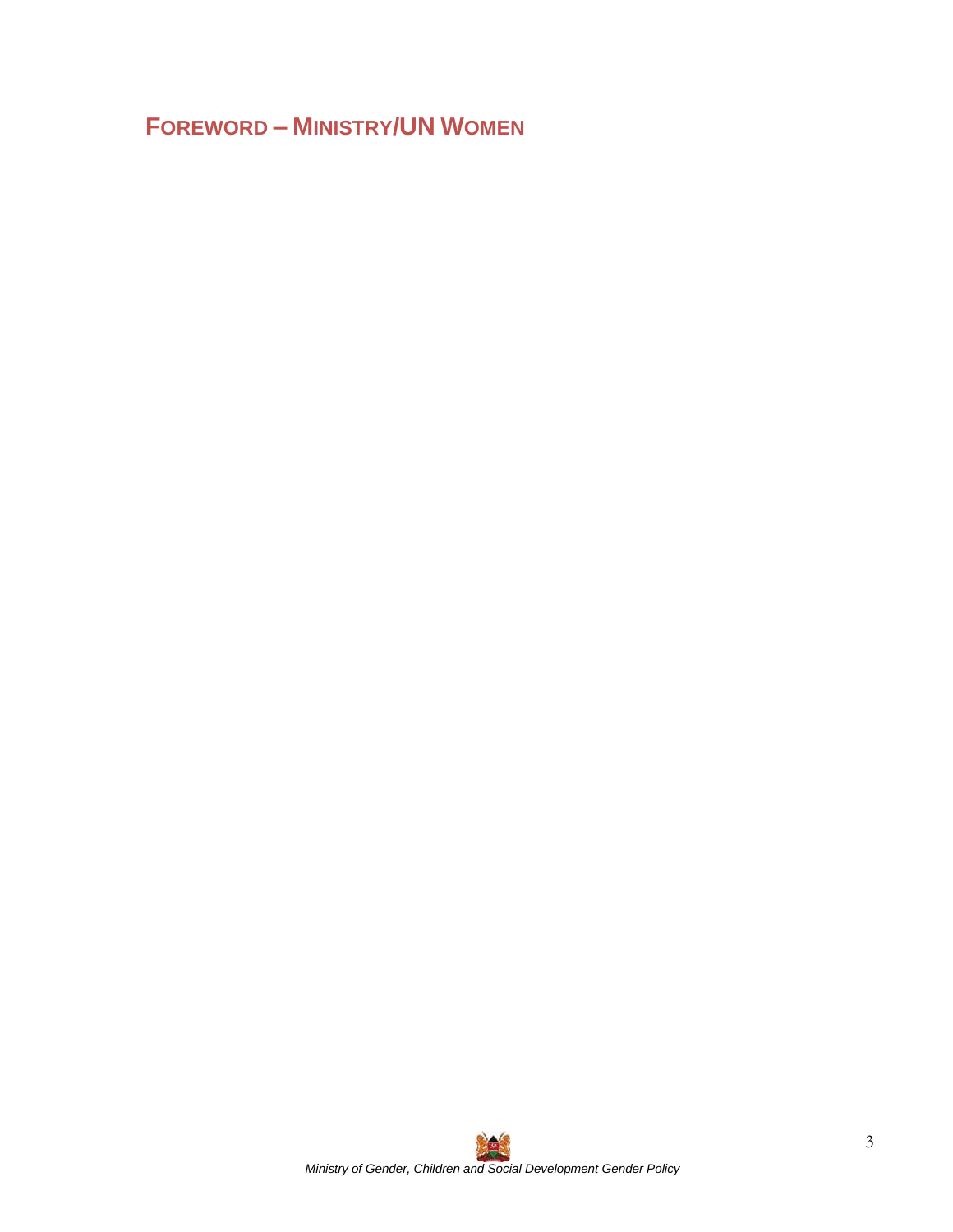## FOREWORD – MINISTRY/UN WOMEN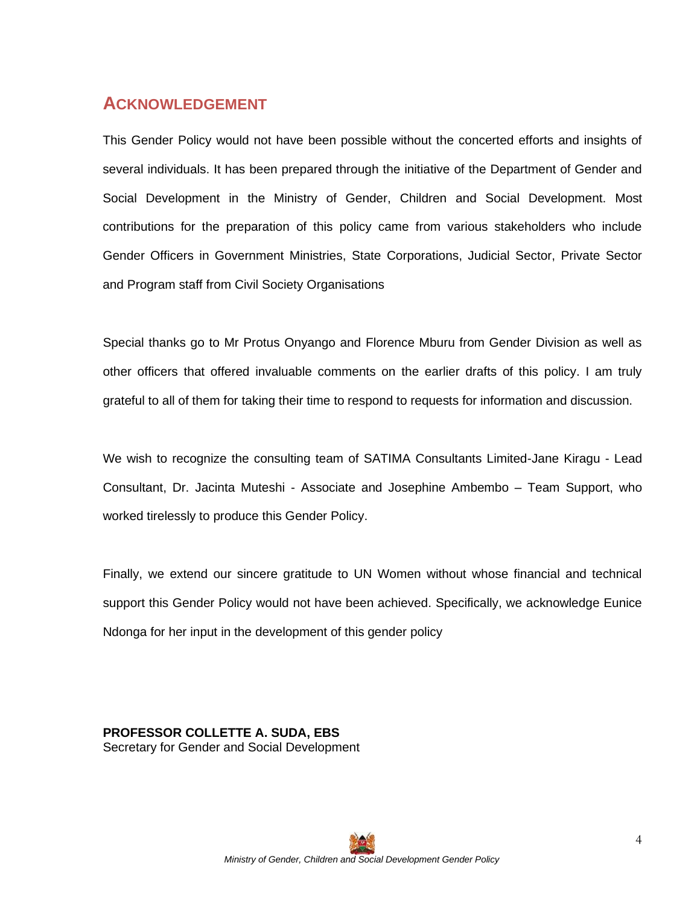## ACKNOWLEDGEMENT

This Gender Policy would not have been possible without the concerted efforts and insights of several individuals. It has been prepared through the initiative of the Department of Gender and Social Development in the Ministry of Gender, Children and Social Development. Most contributions for the preparation of this policy came from various stakeholders who include Gender Officers in Government Ministries, State Corporations, Judicial Sector, Private Sector and Program staff from Civil Society Organisations

Special thanks go to Mr Protus Onyango and Florence Mburu from Gender Division as well as other officers that offered invaluable comments on the earlier drafts of this policy. I am truly grateful to all of them for taking their time to respond to requests for information and discussion.

We wish to recognize the consulting team of SATIMA Consultants Limited-Jane Kiragu - Lead Consultant, Dr. Jacinta Muteshi - Associate and Josephine Ambembo – Team Support, who worked tirelessly to produce this Gender Policy.

Finally, we extend our sincere gratitude to UN Women without whose financial and technical support this Gender Policy would not have been achieved. Specifically, we acknowledge Eunice Ndonga for her input in the development of this gender policy

**PROFESSOR COLLETTE A. SUDA, EBS**
Secretary for Gender and Social Development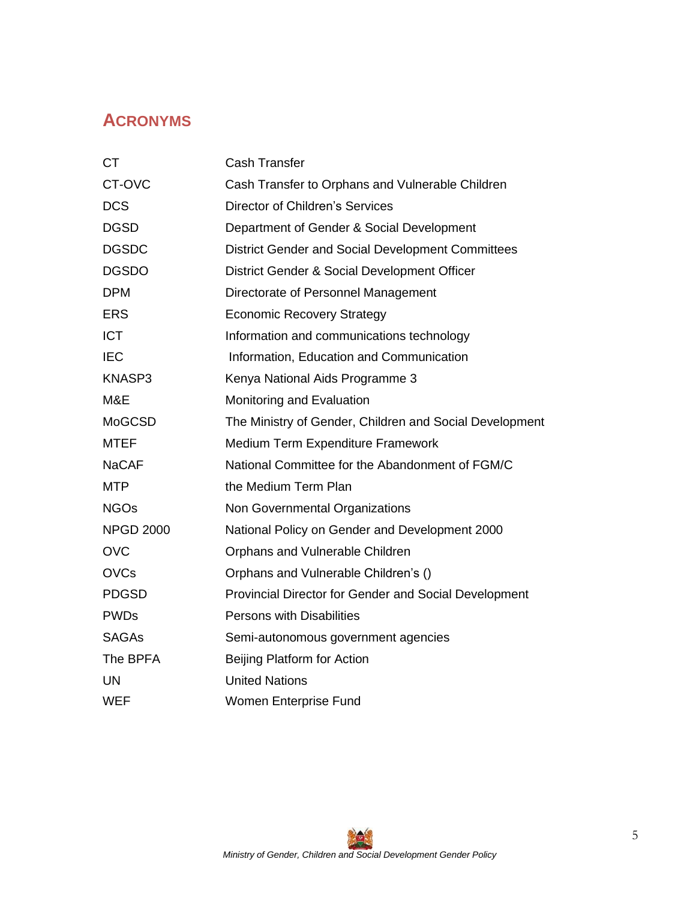## ACRONYMS

| | |
|---|---|
| CT | Cash Transfer |
| CT-OVC | Cash Transfer to Orphans and Vulnerable Children |
| DCS | Director of Children's Services |
| DGSD | Department of Gender & Social Development |
| DGSDC | District Gender and Social Development Committees |
| DGSDO | District Gender & Social Development Officer |
| DPM | Directorate of Personnel Management |
| ERS | Economic Recovery Strategy |
| ICT | Information and communications technology |
| IEC | Information, Education and Communication |
| KNASP3 | Kenya National Aids Programme 3 |
| M&E | Monitoring and Evaluation |
| MoGCSD | The Ministry of Gender, Children and Social Development |
| MTEF | Medium Term Expenditure Framework |
| NaCAF | National Committee for the Abandonment of FGM/C |
| MTP | the Medium Term Plan |
| NGOs | Non Governmental Organizations |
| NPGD 2000 | National Policy on Gender and Development 2000 |
| OVC | Orphans and Vulnerable Children |
| OVCs | Orphans and Vulnerable Children's () |
| PDGSD | Provincial Director for Gender and Social Development |
| PWDs | Persons with Disabilities |
| SAGAs | Semi-autonomous government agencies |
| The BPFA | Beijing Platform for Action |
| UN | United Nations |
| WEF | Women Enterprise Fund |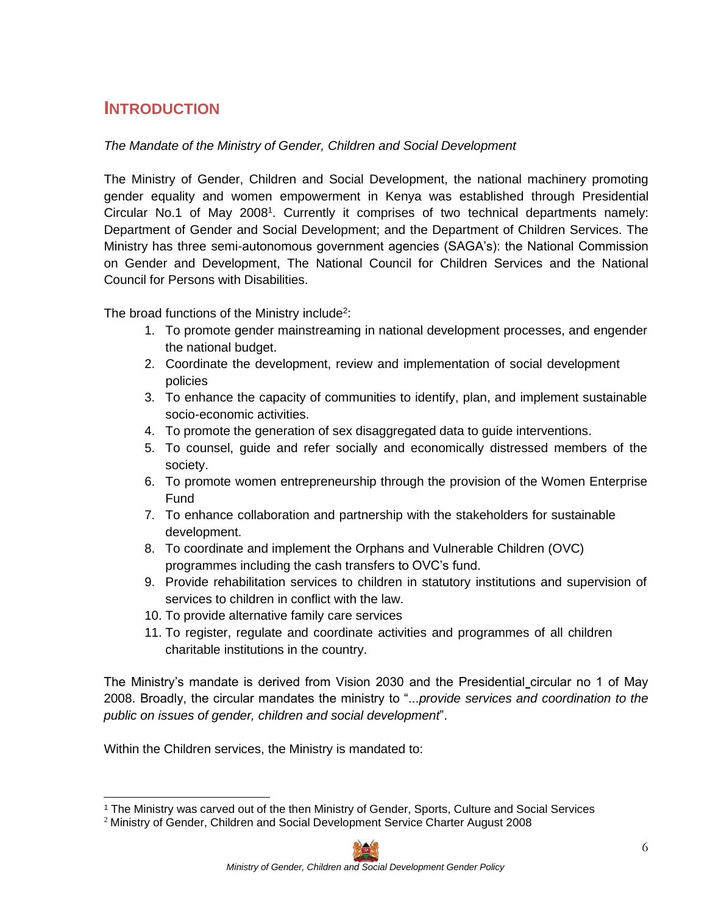# INTRODUCTION

*The Mandate of the Ministry of Gender, Children and Social Development*

The Ministry of Gender, Children and Social Development, the national machinery promoting gender equality and women empowerment in Kenya was established through Presidential Circular No.1 of May 2008[1]. Currently it comprises of two technical departments namely: Department of Gender and Social Development; and the Department of Children Services. The Ministry has three semi-autonomous government agencies (SAGA's): the National Commission on Gender and Development, The National Council for Children Services and the National Council for Persons with Disabilities.

The broad functions of the Ministry include[2]:

1. To promote gender mainstreaming in national development processes, and engender the national budget.
2. Coordinate the development, review and implementation of social development policies
3. To enhance the capacity of communities to identify, plan, and implement sustainable socio-economic activities.
4. To promote the generation of sex disaggregated data to guide interventions.
5. To counsel, guide and refer socially and economically distressed members of the society.
6. To promote women entrepreneurship through the provision of the Women Enterprise Fund
7. To enhance collaboration and partnership with the stakeholders for sustainable development.
8. To coordinate and implement the Orphans and Vulnerable Children (OVC) programmes including the cash transfers to OVC's fund.
9. Provide rehabilitation services to children in statutory institutions and supervision of services to children in conflict with the law.
10. To provide alternative family care services
11. To register, regulate and coordinate activities and programmes of all children charitable institutions in the country.

The Ministry's mandate is derived from Vision 2030 and the Presidential circular no 1 of May 2008. Broadly, the circular mandates the ministry to "...*provide services and coordination to the public on issues of gender, children and social development*".

Within the Children services, the Ministry is mandated to:

[1] The Ministry was carved out of the then Ministry of Gender, Sports, Culture and Social Services

[2] Ministry of Gender, Children and Social Development Service Charter August 2008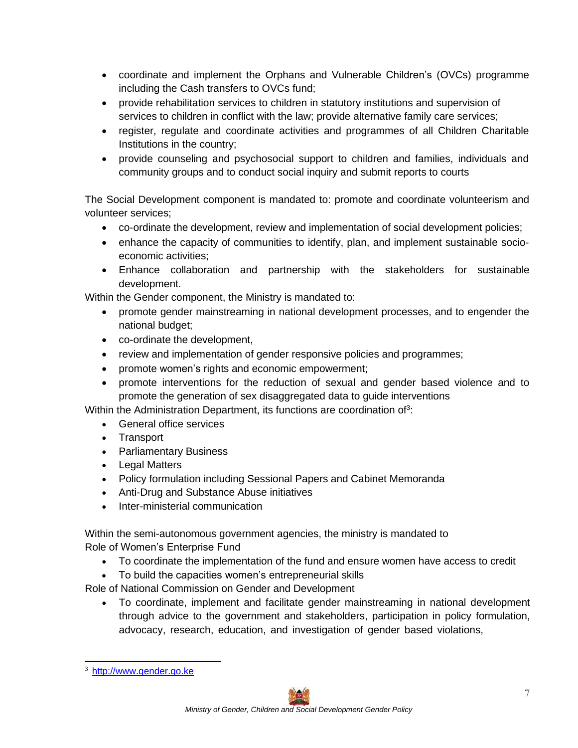- coordinate and implement the Orphans and Vulnerable Children's (OVCs) programme including the Cash transfers to OVCs fund;
- provide rehabilitation services to children in statutory institutions and supervision of services to children in conflict with the law; provide alternative family care services;
- register, regulate and coordinate activities and programmes of all Children Charitable Institutions in the country;
- provide counseling and psychosocial support to children and families, individuals and community groups and to conduct social inquiry and submit reports to courts

The Social Development component is mandated to: promote and coordinate volunteerism and volunteer services;

- co-ordinate the development, review and implementation of social development policies;
- enhance the capacity of communities to identify, plan, and implement sustainable socio-economic activities;
- Enhance collaboration and partnership with the stakeholders for sustainable development.

Within the Gender component, the Ministry is mandated to:

- promote gender mainstreaming in national development processes, and to engender the national budget;
- co-ordinate the development,
- review and implementation of gender responsive policies and programmes;
- promote women's rights and economic empowerment;
- promote interventions for the reduction of sexual and gender based violence and to promote the generation of sex disaggregated data to guide interventions

Within the Administration Department, its functions are coordination of[3]:

- General office services
- Transport
- Parliamentary Business
- Legal Matters
- Policy formulation including Sessional Papers and Cabinet Memoranda
- Anti-Drug and Substance Abuse initiatives
- Inter-ministerial communication

Within the semi-autonomous government agencies, the ministry is mandated to
Role of Women's Enterprise Fund

- To coordinate the implementation of the fund and ensure women have access to credit
- To build the capacities women's entrepreneurial skills

Role of National Commission on Gender and Development

- To coordinate, implement and facilitate gender mainstreaming in national development through advice to the government and stakeholders, participation in policy formulation, advocacy, research, education, and investigation of gender based violations,

---

[3] http://www.gender.go.ke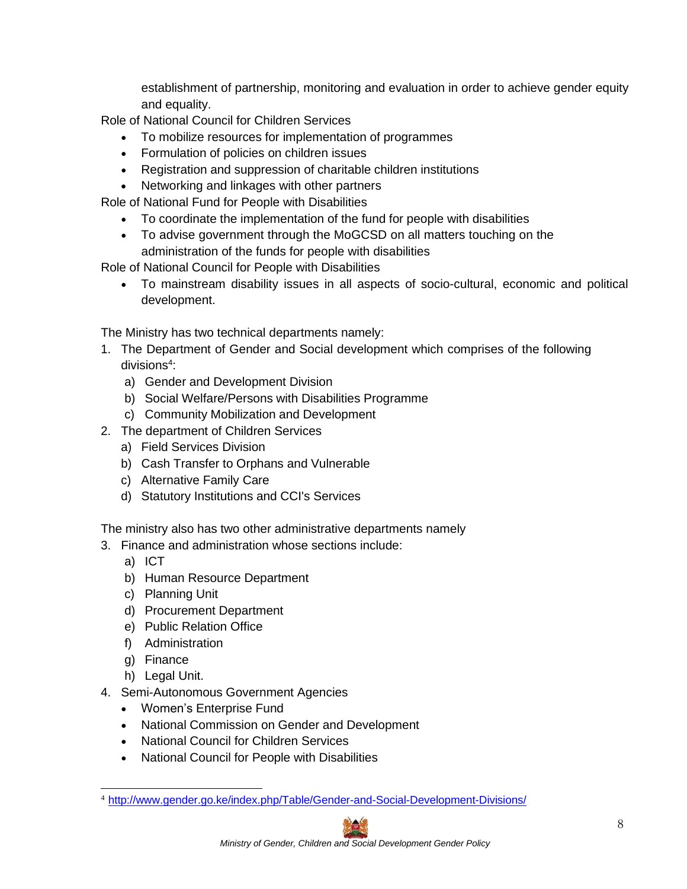establishment of partnership, monitoring and evaluation in order to achieve gender equity and equality.

Role of National Council for Children Services

- To mobilize resources for implementation of programmes
- Formulation of policies on children issues
- Registration and suppression of charitable children institutions
- Networking and linkages with other partners

Role of National Fund for People with Disabilities

- To coordinate the implementation of the fund for people with disabilities
- To advise government through the MoGCSD on all matters touching on the administration of the funds for people with disabilities

Role of National Council for People with Disabilities

- To mainstream disability issues in all aspects of socio-cultural, economic and political development.

The Ministry has two technical departments namely:

1. The Department of Gender and Social development which comprises of the following divisions[4]:
   a) Gender and Development Division
   b) Social Welfare/Persons with Disabilities Programme
   c) Community Mobilization and Development
2. The department of Children Services
   a) Field Services Division
   b) Cash Transfer to Orphans and Vulnerable
   c) Alternative Family Care
   d) Statutory Institutions and CCI's Services

The ministry also has two other administrative departments namely

3. Finance and administration whose sections include:
   a) ICT
   b) Human Resource Department
   c) Planning Unit
   d) Procurement Department
   e) Public Relation Office
   f) Administration
   g) Finance
   h) Legal Unit.
4. Semi-Autonomous Government Agencies
   - Women's Enterprise Fund
   - National Commission on Gender and Development
   - National Council for Children Services
   - National Council for People with Disabilities

---

[4] http://www.gender.go.ke/index.php/Table/Gender-and-Social-Development-Divisions/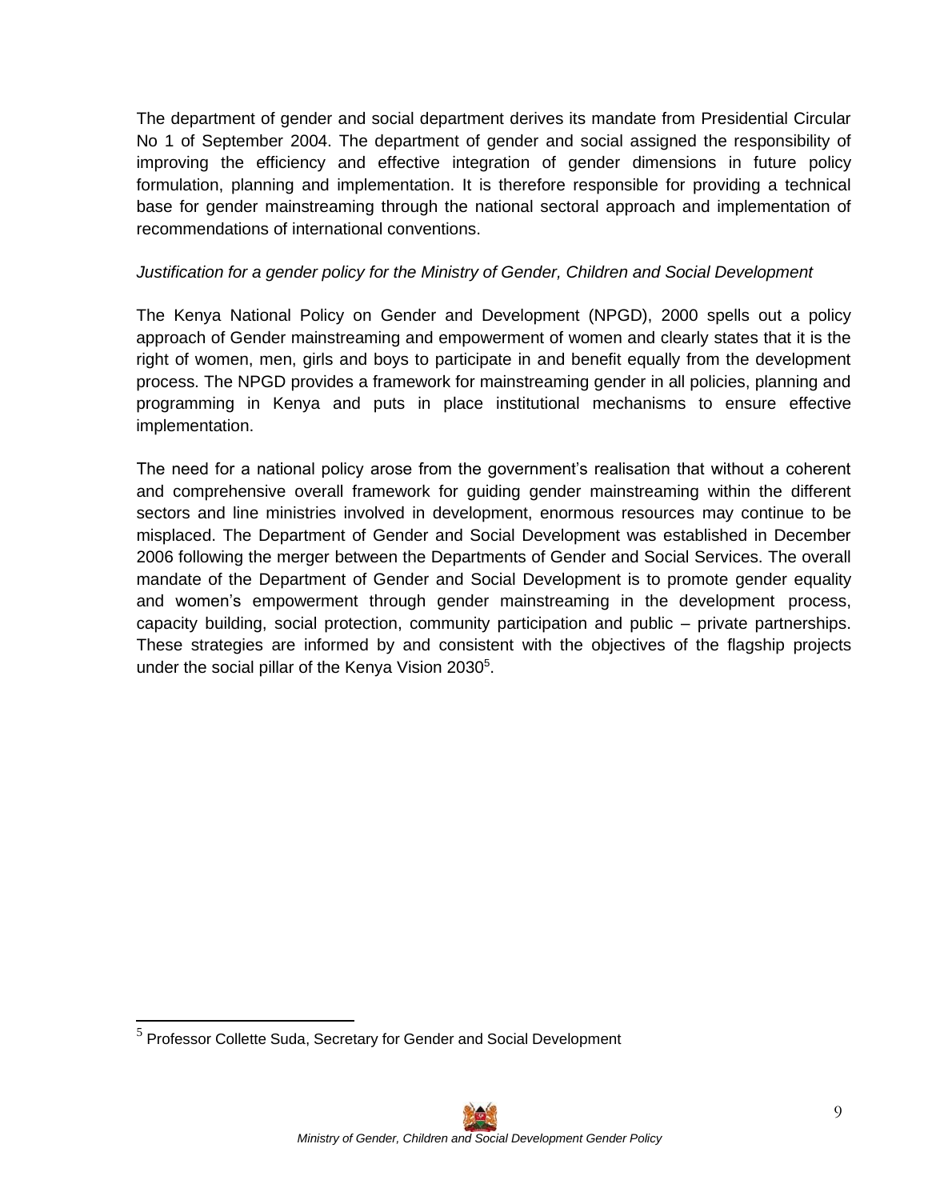The department of gender and social department derives its mandate from Presidential Circular No 1 of September 2004. The department of gender and social assigned the responsibility of improving the efficiency and effective integration of gender dimensions in future policy formulation, planning and implementation. It is therefore responsible for providing a technical base for gender mainstreaming through the national sectoral approach and implementation of recommendations of international conventions.

*Justification for a gender policy for the Ministry of Gender, Children and Social Development*

The Kenya National Policy on Gender and Development (NPGD), 2000 spells out a policy approach of Gender mainstreaming and empowerment of women and clearly states that it is the right of women, men, girls and boys to participate in and benefit equally from the development process. The NPGD provides a framework for mainstreaming gender in all policies, planning and programming in Kenya and puts in place institutional mechanisms to ensure effective implementation.

The need for a national policy arose from the government's realisation that without a coherent and comprehensive overall framework for guiding gender mainstreaming within the different sectors and line ministries involved in development, enormous resources may continue to be misplaced. The Department of Gender and Social Development was established in December 2006 following the merger between the Departments of Gender and Social Services. The overall mandate of the Department of Gender and Social Development is to promote gender equality and women's empowerment through gender mainstreaming in the development process, capacity building, social protection, community participation and public – private partnerships. These strategies are informed by and consistent with the objectives of the flagship projects under the social pillar of the Kenya Vision 2030[5].

---

[5] Professor Collette Suda, Secretary for Gender and Social Development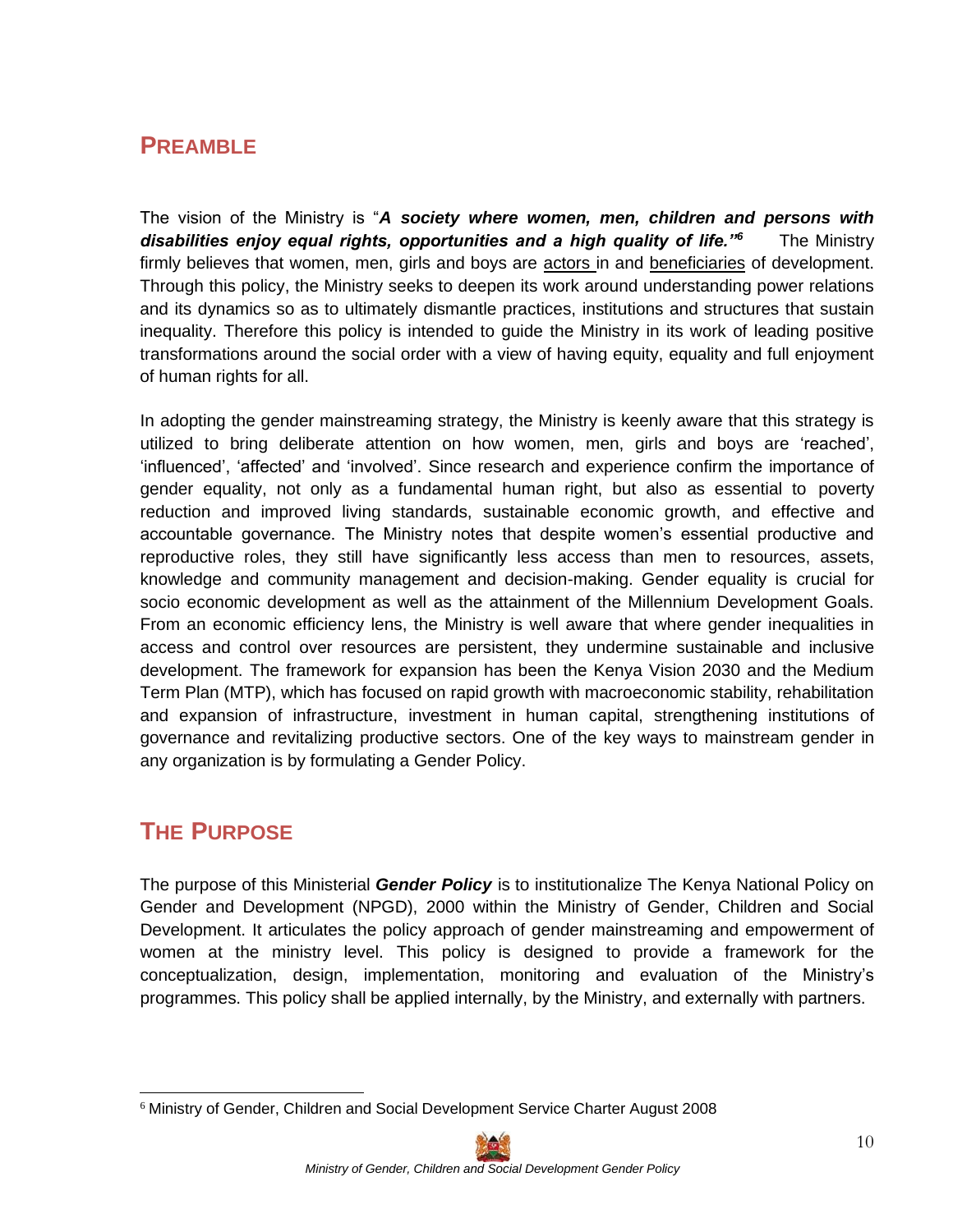## PREAMBLE

The vision of the Ministry is "***A society where women, men, children and persons with disabilities enjoy equal rights, opportunities and a high quality of life."***[6] The Ministry firmly believes that women, men, girls and boys are actors in and beneficiaries of development. Through this policy, the Ministry seeks to deepen its work around understanding power relations and its dynamics so as to ultimately dismantle practices, institutions and structures that sustain inequality. Therefore this policy is intended to guide the Ministry in its work of leading positive transformations around the social order with a view of having equity, equality and full enjoyment of human rights for all.

In adopting the gender mainstreaming strategy, the Ministry is keenly aware that this strategy is utilized to bring deliberate attention on how women, men, girls and boys are 'reached', 'influenced', 'affected' and 'involved'. Since research and experience confirm the importance of gender equality, not only as a fundamental human right, but also as essential to poverty reduction and improved living standards, sustainable economic growth, and effective and accountable governance. The Ministry notes that despite women's essential productive and reproductive roles, they still have significantly less access than men to resources, assets, knowledge and community management and decision-making. Gender equality is crucial for socio economic development as well as the attainment of the Millennium Development Goals. From an economic efficiency lens, the Ministry is well aware that where gender inequalities in access and control over resources are persistent, they undermine sustainable and inclusive development. The framework for expansion has been the Kenya Vision 2030 and the Medium Term Plan (MTP), which has focused on rapid growth with macroeconomic stability, rehabilitation and expansion of infrastructure, investment in human capital, strengthening institutions of governance and revitalizing productive sectors. One of the key ways to mainstream gender in any organization is by formulating a Gender Policy.

## THE PURPOSE

The purpose of this Ministerial ***Gender Policy*** is to institutionalize The Kenya National Policy on Gender and Development (NPGD), 2000 within the Ministry of Gender, Children and Social Development. It articulates the policy approach of gender mainstreaming and empowerment of women at the ministry level. This policy is designed to provide a framework for the conceptualization, design, implementation, monitoring and evaluation of the Ministry's programmes. This policy shall be applied internally, by the Ministry, and externally with partners.

[6] Ministry of Gender, Children and Social Development Service Charter August 2008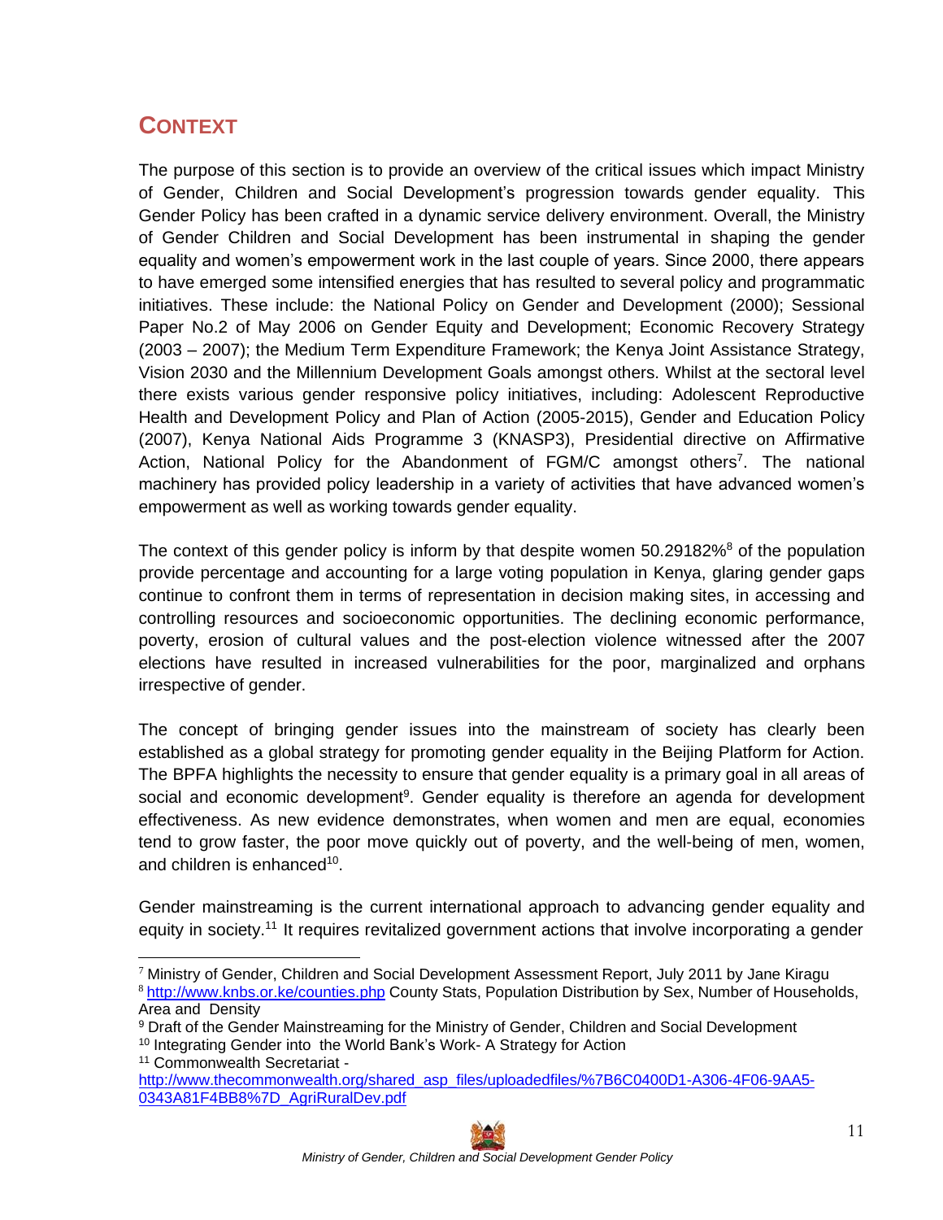## CONTEXT

The purpose of this section is to provide an overview of the critical issues which impact Ministry of Gender, Children and Social Development's progression towards gender equality. This Gender Policy has been crafted in a dynamic service delivery environment. Overall, the Ministry of Gender Children and Social Development has been instrumental in shaping the gender equality and women's empowerment work in the last couple of years. Since 2000, there appears to have emerged some intensified energies that has resulted to several policy and programmatic initiatives. These include: the National Policy on Gender and Development (2000); Sessional Paper No.2 of May 2006 on Gender Equity and Development; Economic Recovery Strategy (2003 – 2007); the Medium Term Expenditure Framework; the Kenya Joint Assistance Strategy, Vision 2030 and the Millennium Development Goals amongst others. Whilst at the sectoral level there exists various gender responsive policy initiatives, including: Adolescent Reproductive Health and Development Policy and Plan of Action (2005-2015), Gender and Education Policy (2007), Kenya National Aids Programme 3 (KNASP3), Presidential directive on Affirmative Action, National Policy for the Abandonment of FGM/C amongst others[7]. The national machinery has provided policy leadership in a variety of activities that have advanced women's empowerment as well as working towards gender equality.

The context of this gender policy is inform by that despite women 50.29182%[8] of the population provide percentage and accounting for a large voting population in Kenya, glaring gender gaps continue to confront them in terms of representation in decision making sites, in accessing and controlling resources and socioeconomic opportunities. The declining economic performance, poverty, erosion of cultural values and the post-election violence witnessed after the 2007 elections have resulted in increased vulnerabilities for the poor, marginalized and orphans irrespective of gender.

The concept of bringing gender issues into the mainstream of society has clearly been established as a global strategy for promoting gender equality in the Beijing Platform for Action. The BPFA highlights the necessity to ensure that gender equality is a primary goal in all areas of social and economic development[9]. Gender equality is therefore an agenda for development effectiveness. As new evidence demonstrates, when women and men are equal, economies tend to grow faster, the poor move quickly out of poverty, and the well-being of men, women, and children is enhanced[10].

Gender mainstreaming is the current international approach to advancing gender equality and equity in society.[11] It requires revitalized government actions that involve incorporating a gender

---

[7] Ministry of Gender, Children and Social Development Assessment Report, July 2011 by Jane Kiragu

[8] http://www.knbs.or.ke/counties.php County Stats, Population Distribution by Sex, Number of Households, Area and Density

[9] Draft of the Gender Mainstreaming for the Ministry of Gender, Children and Social Development

[10] Integrating Gender into the World Bank's Work- A Strategy for Action

[11] Commonwealth Secretariat - http://www.thecommonwealth.org/shared_asp_files/uploadedfiles/%7B6C0400D1-A306-4F06-9AA5-0343A81F4BB8%7D_AgriRuralDev.pdf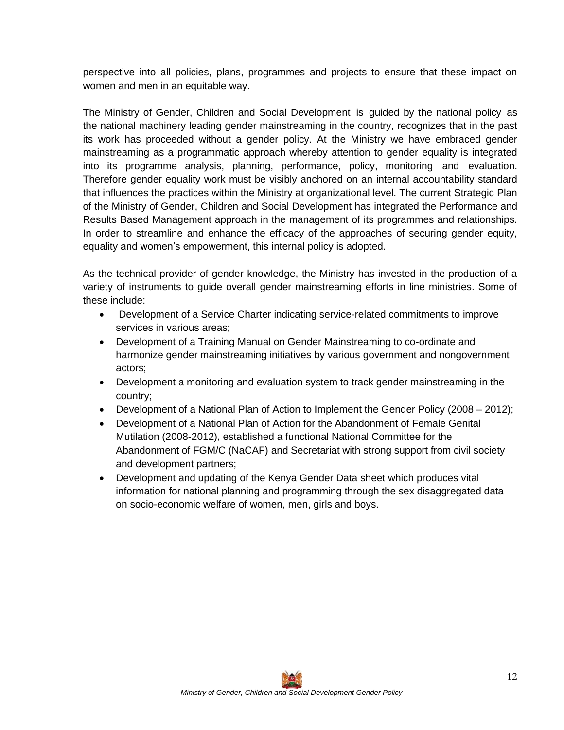perspective into all policies, plans, programmes and projects to ensure that these impact on women and men in an equitable way.

The Ministry of Gender, Children and Social Development is guided by the national policy as the national machinery leading gender mainstreaming in the country, recognizes that in the past its work has proceeded without a gender policy. At the Ministry we have embraced gender mainstreaming as a programmatic approach whereby attention to gender equality is integrated into its programme analysis, planning, performance, policy, monitoring and evaluation. Therefore gender equality work must be visibly anchored on an internal accountability standard that influences the practices within the Ministry at organizational level. The current Strategic Plan of the Ministry of Gender, Children and Social Development has integrated the Performance and Results Based Management approach in the management of its programmes and relationships. In order to streamline and enhance the efficacy of the approaches of securing gender equity, equality and women's empowerment, this internal policy is adopted.

As the technical provider of gender knowledge, the Ministry has invested in the production of a variety of instruments to guide overall gender mainstreaming efforts in line ministries. Some of these include:

- Development of a Service Charter indicating service-related commitments to improve services in various areas;
- Development of a Training Manual on Gender Mainstreaming to co-ordinate and harmonize gender mainstreaming initiatives by various government and nongovernment actors;
- Development a monitoring and evaluation system to track gender mainstreaming in the country;
- Development of a National Plan of Action to Implement the Gender Policy (2008 – 2012);
- Development of a National Plan of Action for the Abandonment of Female Genital Mutilation (2008-2012), established a functional National Committee for the Abandonment of FGM/C (NaCAF) and Secretariat with strong support from civil society and development partners;
- Development and updating of the Kenya Gender Data sheet which produces vital information for national planning and programming through the sex disaggregated data on socio-economic welfare of women, men, girls and boys.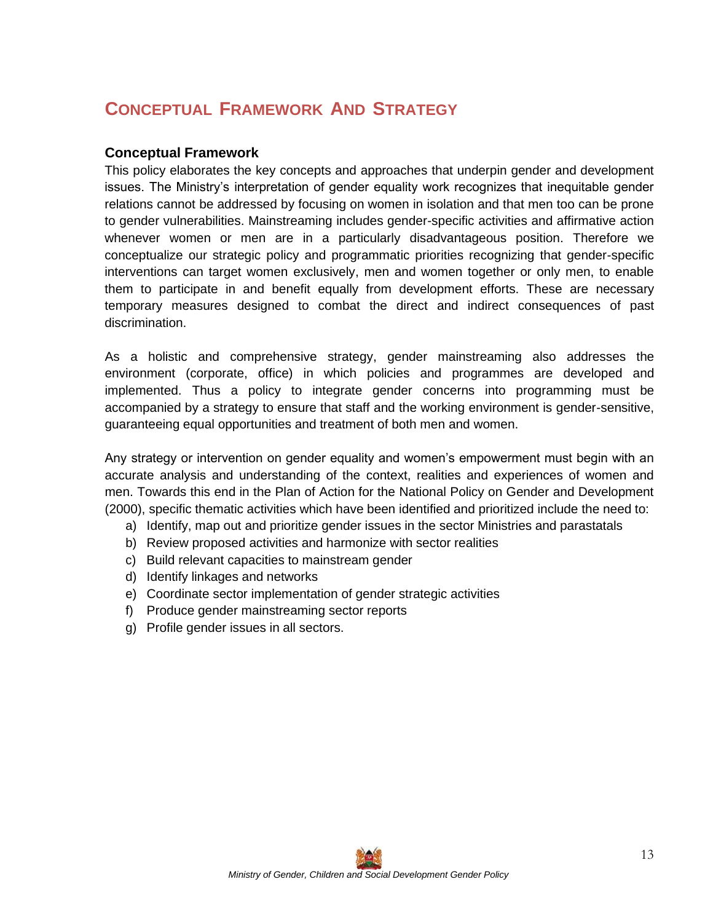# CONCEPTUAL FRAMEWORK AND STRATEGY

### Conceptual Framework

This policy elaborates the key concepts and approaches that underpin gender and development issues. The Ministry's interpretation of gender equality work recognizes that inequitable gender relations cannot be addressed by focusing on women in isolation and that men too can be prone to gender vulnerabilities. Mainstreaming includes gender-specific activities and affirmative action whenever women or men are in a particularly disadvantageous position. Therefore we conceptualize our strategic policy and programmatic priorities recognizing that gender-specific interventions can target women exclusively, men and women together or only men, to enable them to participate in and benefit equally from development efforts. These are necessary temporary measures designed to combat the direct and indirect consequences of past discrimination.

As a holistic and comprehensive strategy, gender mainstreaming also addresses the environment (corporate, office) in which policies and programmes are developed and implemented. Thus a policy to integrate gender concerns into programming must be accompanied by a strategy to ensure that staff and the working environment is gender-sensitive, guaranteeing equal opportunities and treatment of both men and women.

Any strategy or intervention on gender equality and women's empowerment must begin with an accurate analysis and understanding of the context, realities and experiences of women and men. Towards this end in the Plan of Action for the National Policy on Gender and Development (2000), specific thematic activities which have been identified and prioritized include the need to:

a) Identify, map out and prioritize gender issues in the sector Ministries and parastatals
b) Review proposed activities and harmonize with sector realities
c) Build relevant capacities to mainstream gender
d) Identify linkages and networks
e) Coordinate sector implementation of gender strategic activities
f) Produce gender mainstreaming sector reports
g) Profile gender issues in all sectors.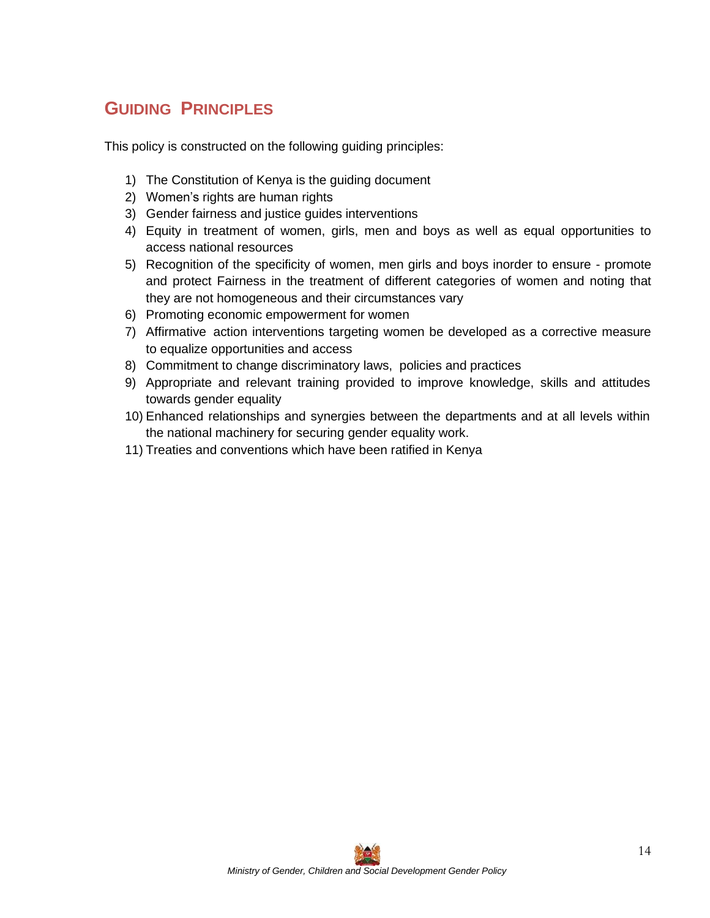## Guiding Principles

This policy is constructed on the following guiding principles:

1) The Constitution of Kenya is the guiding document
2) Women's rights are human rights
3) Gender fairness and justice guides interventions
4) Equity in treatment of women, girls, men and boys as well as equal opportunities to access national resources
5) Recognition of the specificity of women, men girls and boys inorder to ensure - promote and protect Fairness in the treatment of different categories of women and noting that they are not homogeneous and their circumstances vary
6) Promoting economic empowerment for women
7) Affirmative action interventions targeting women be developed as a corrective measure to equalize opportunities and access
8) Commitment to change discriminatory laws, policies and practices
9) Appropriate and relevant training provided to improve knowledge, skills and attitudes towards gender equality
10) Enhanced relationships and synergies between the departments and at all levels within the national machinery for securing gender equality work.
11) Treaties and conventions which have been ratified in Kenya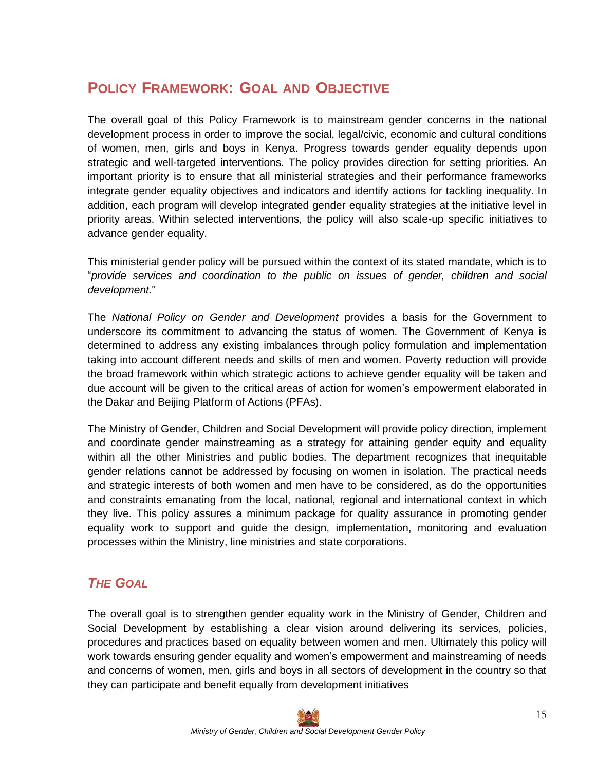## Policy Framework: Goal and Objective

The overall goal of this Policy Framework is to mainstream gender concerns in the national development process in order to improve the social, legal/civic, economic and cultural conditions of women, men, girls and boys in Kenya. Progress towards gender equality depends upon strategic and well-targeted interventions. The policy provides direction for setting priorities. An important priority is to ensure that all ministerial strategies and their performance frameworks integrate gender equality objectives and indicators and identify actions for tackling inequality. In addition, each program will develop integrated gender equality strategies at the initiative level in priority areas. Within selected interventions, the policy will also scale-up specific initiatives to advance gender equality.

This ministerial gender policy will be pursued within the context of its stated mandate, which is to "*provide services and coordination to the public on issues of gender, children and social development.*"

The *National Policy on Gender and Development* provides a basis for the Government to underscore its commitment to advancing the status of women. The Government of Kenya is determined to address any existing imbalances through policy formulation and implementation taking into account different needs and skills of men and women. Poverty reduction will provide the broad framework within which strategic actions to achieve gender equality will be taken and due account will be given to the critical areas of action for women's empowerment elaborated in the Dakar and Beijing Platform of Actions (PFAs).

The Ministry of Gender, Children and Social Development will provide policy direction, implement and coordinate gender mainstreaming as a strategy for attaining gender equity and equality within all the other Ministries and public bodies. The department recognizes that inequitable gender relations cannot be addressed by focusing on women in isolation. The practical needs and strategic interests of both women and men have to be considered, as do the opportunities and constraints emanating from the local, national, regional and international context in which they live. This policy assures a minimum package for quality assurance in promoting gender equality work to support and guide the design, implementation, monitoring and evaluation processes within the Ministry, line ministries and state corporations.

### *The Goal*

The overall goal is to strengthen gender equality work in the Ministry of Gender, Children and Social Development by establishing a clear vision around delivering its services, policies, procedures and practices based on equality between women and men. Ultimately this policy will work towards ensuring gender equality and women's empowerment and mainstreaming of needs and concerns of women, men, girls and boys in all sectors of development in the country so that they can participate and benefit equally from development initiatives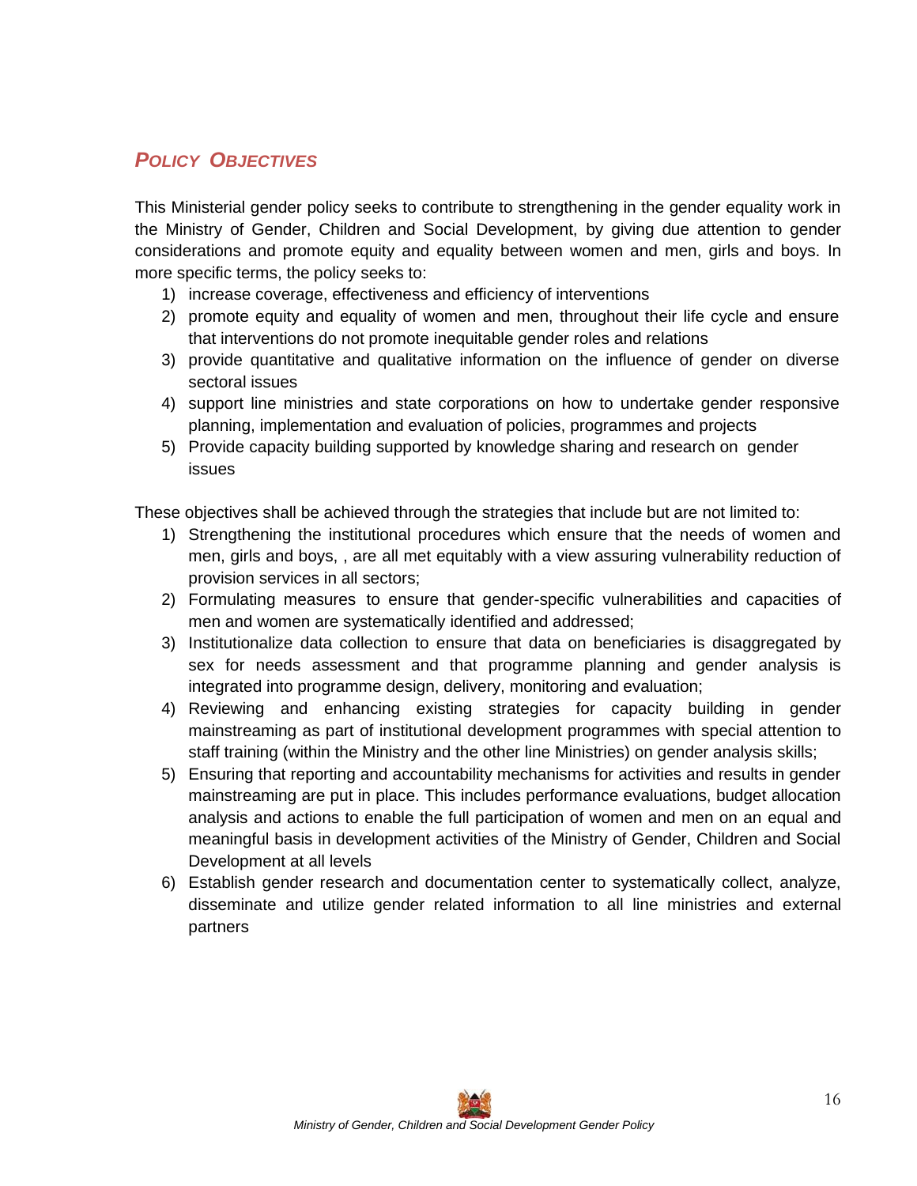## *Policy Objectives*

This Ministerial gender policy seeks to contribute to strengthening in the gender equality work in the Ministry of Gender, Children and Social Development, by giving due attention to gender considerations and promote equity and equality between women and men, girls and boys. In more specific terms, the policy seeks to:

1) increase coverage, effectiveness and efficiency of interventions
2) promote equity and equality of women and men, throughout their life cycle and ensure that interventions do not promote inequitable gender roles and relations
3) provide quantitative and qualitative information on the influence of gender on diverse sectoral issues
4) support line ministries and state corporations on how to undertake gender responsive planning, implementation and evaluation of policies, programmes and projects
5) Provide capacity building supported by knowledge sharing and research on gender issues

These objectives shall be achieved through the strategies that include but are not limited to:

1) Strengthening the institutional procedures which ensure that the needs of women and men, girls and boys, , are all met equitably with a view assuring vulnerability reduction of provision services in all sectors;
2) Formulating measures to ensure that gender-specific vulnerabilities and capacities of men and women are systematically identified and addressed;
3) Institutionalize data collection to ensure that data on beneficiaries is disaggregated by sex for needs assessment and that programme planning and gender analysis is integrated into programme design, delivery, monitoring and evaluation;
4) Reviewing and enhancing existing strategies for capacity building in gender mainstreaming as part of institutional development programmes with special attention to staff training (within the Ministry and the other line Ministries) on gender analysis skills;
5) Ensuring that reporting and accountability mechanisms for activities and results in gender mainstreaming are put in place. This includes performance evaluations, budget allocation analysis and actions to enable the full participation of women and men on an equal and meaningful basis in development activities of the Ministry of Gender, Children and Social Development at all levels
6) Establish gender research and documentation center to systematically collect, analyze, disseminate and utilize gender related information to all line ministries and external partners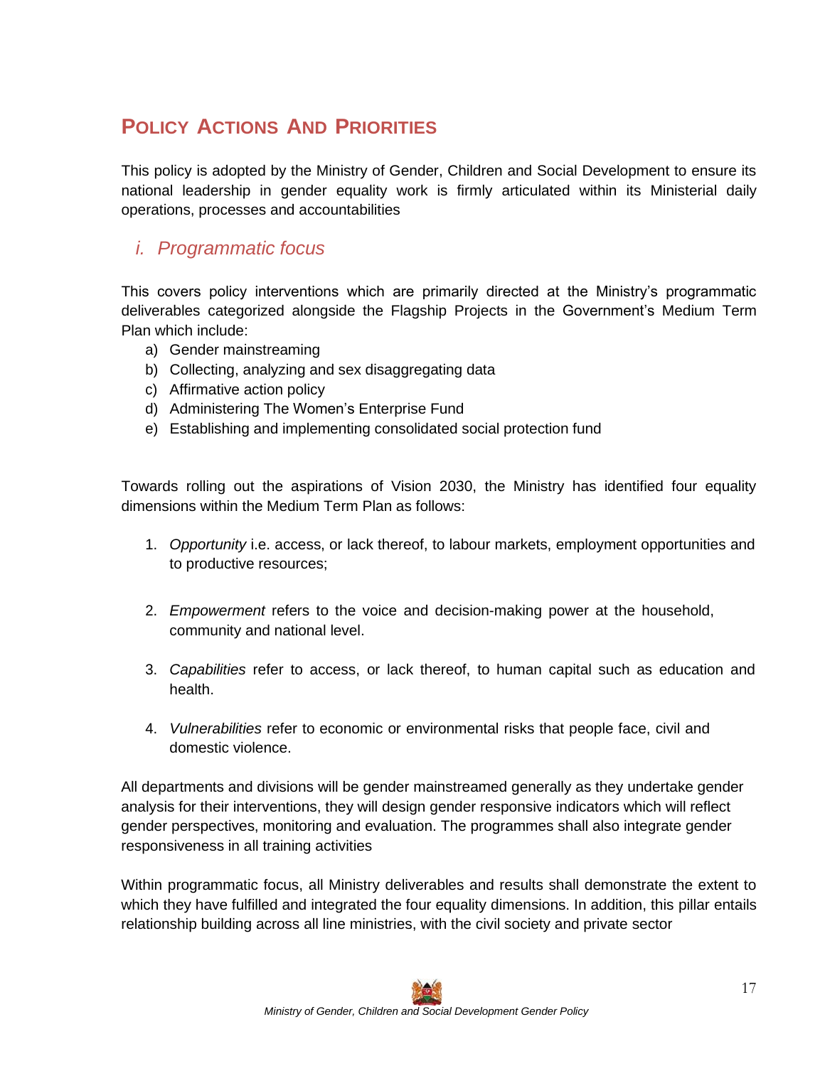## POLICY ACTIONS AND PRIORITIES

This policy is adopted by the Ministry of Gender, Children and Social Development to ensure its national leadership in gender equality work is firmly articulated within its Ministerial daily operations, processes and accountabilities

### *i. Programmatic focus*

This covers policy interventions which are primarily directed at the Ministry's programmatic deliverables categorized alongside the Flagship Projects in the Government's Medium Term Plan which include:

a) Gender mainstreaming
b) Collecting, analyzing and sex disaggregating data
c) Affirmative action policy
d) Administering The Women's Enterprise Fund
e) Establishing and implementing consolidated social protection fund

Towards rolling out the aspirations of Vision 2030, the Ministry has identified four equality dimensions within the Medium Term Plan as follows:

1. *Opportunity* i.e. access, or lack thereof, to labour markets, employment opportunities and to productive resources;

2. *Empowerment* refers to the voice and decision-making power at the household, community and national level.

3. *Capabilities* refer to access, or lack thereof, to human capital such as education and health.

4. *Vulnerabilities* refer to economic or environmental risks that people face, civil and domestic violence.

All departments and divisions will be gender mainstreamed generally as they undertake gender analysis for their interventions, they will design gender responsive indicators which will reflect gender perspectives, monitoring and evaluation. The programmes shall also integrate gender responsiveness in all training activities

Within programmatic focus, all Ministry deliverables and results shall demonstrate the extent to which they have fulfilled and integrated the four equality dimensions. In addition, this pillar entails relationship building across all line ministries, with the civil society and private sector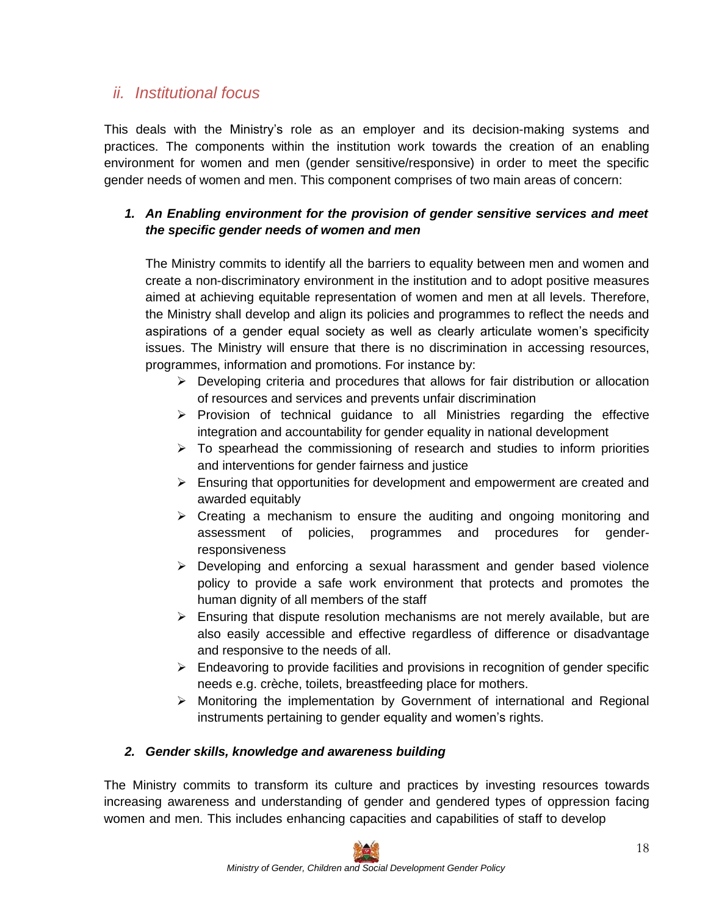## *ii. Institutional focus*

This deals with the Ministry's role as an employer and its decision-making systems and practices. The components within the institution work towards the creation of an enabling environment for women and men (gender sensitive/responsive) in order to meet the specific gender needs of women and men. This component comprises of two main areas of concern:

1. ***An Enabling environment for the provision of gender sensitive services and meet the specific gender needs of women and men***

   The Ministry commits to identify all the barriers to equality between men and women and create a non-discriminatory environment in the institution and to adopt positive measures aimed at achieving equitable representation of women and men at all levels. Therefore, the Ministry shall develop and align its policies and programmes to reflect the needs and aspirations of a gender equal society as well as clearly articulate women's specificity issues. The Ministry will ensure that there is no discrimination in accessing resources, programmes, information and promotions. For instance by:

   - Developing criteria and procedures that allows for fair distribution or allocation of resources and services and prevents unfair discrimination
   - Provision of technical guidance to all Ministries regarding the effective integration and accountability for gender equality in national development
   - To spearhead the commissioning of research and studies to inform priorities and interventions for gender fairness and justice
   - Ensuring that opportunities for development and empowerment are created and awarded equitably
   - Creating a mechanism to ensure the auditing and ongoing monitoring and assessment of policies, programmes and procedures for gender-responsiveness
   - Developing and enforcing a sexual harassment and gender based violence policy to provide a safe work environment that protects and promotes the human dignity of all members of the staff
   - Ensuring that dispute resolution mechanisms are not merely available, but are also easily accessible and effective regardless of difference or disadvantage and responsive to the needs of all.
   - Endeavoring to provide facilities and provisions in recognition of gender specific needs e.g. crèche, toilets, breastfeeding place for mothers.
   - Monitoring the implementation by Government of international and Regional instruments pertaining to gender equality and women's rights.

2. ***Gender skills, knowledge and awareness building***

The Ministry commits to transform its culture and practices by investing resources towards increasing awareness and understanding of gender and gendered types of oppression facing women and men. This includes enhancing capacities and capabilities of staff to develop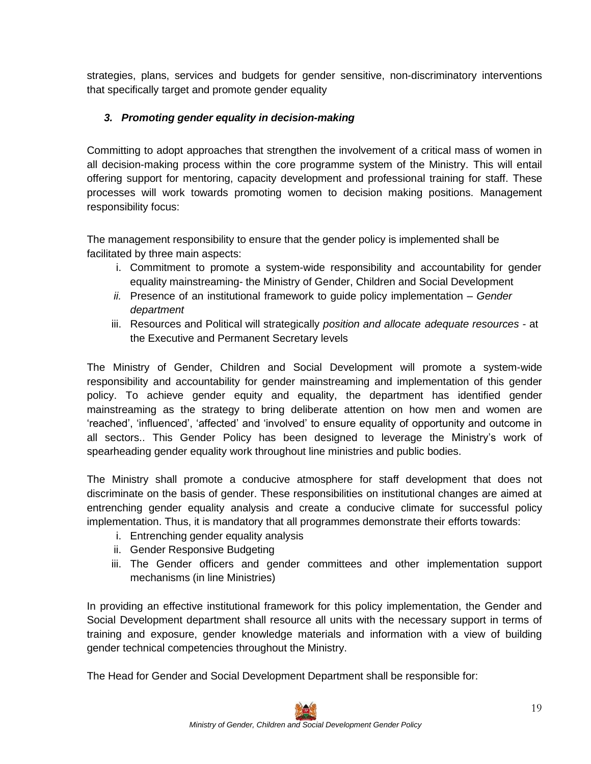strategies, plans, services and budgets for gender sensitive, non-discriminatory interventions that specifically target and promote gender equality

### *3. Promoting gender equality in decision-making*

Committing to adopt approaches that strengthen the involvement of a critical mass of women in all decision-making process within the core programme system of the Ministry. This will entail offering support for mentoring, capacity development and professional training for staff. These processes will work towards promoting women to decision making positions. Management responsibility focus:

The management responsibility to ensure that the gender policy is implemented shall be facilitated by three main aspects:

i. Commitment to promote a system-wide responsibility and accountability for gender equality mainstreaming- the Ministry of Gender, Children and Social Development
*ii.* Presence of an institutional framework to guide policy implementation – *Gender department*
iii. Resources and Political will strategically *position and allocate adequate resources* - at the Executive and Permanent Secretary levels

The Ministry of Gender, Children and Social Development will promote a system-wide responsibility and accountability for gender mainstreaming and implementation of this gender policy. To achieve gender equity and equality, the department has identified gender mainstreaming as the strategy to bring deliberate attention on how men and women are 'reached', 'influenced', 'affected' and 'involved' to ensure equality of opportunity and outcome in all sectors.. This Gender Policy has been designed to leverage the Ministry's work of spearheading gender equality work throughout line ministries and public bodies.

The Ministry shall promote a conducive atmosphere for staff development that does not discriminate on the basis of gender. These responsibilities on institutional changes are aimed at entrenching gender equality analysis and create a conducive climate for successful policy implementation. Thus, it is mandatory that all programmes demonstrate their efforts towards:

i. Entrenching gender equality analysis
ii. Gender Responsive Budgeting
iii. The Gender officers and gender committees and other implementation support mechanisms (in line Ministries)

In providing an effective institutional framework for this policy implementation, the Gender and Social Development department shall resource all units with the necessary support in terms of training and exposure, gender knowledge materials and information with a view of building gender technical competencies throughout the Ministry.

The Head for Gender and Social Development Department shall be responsible for: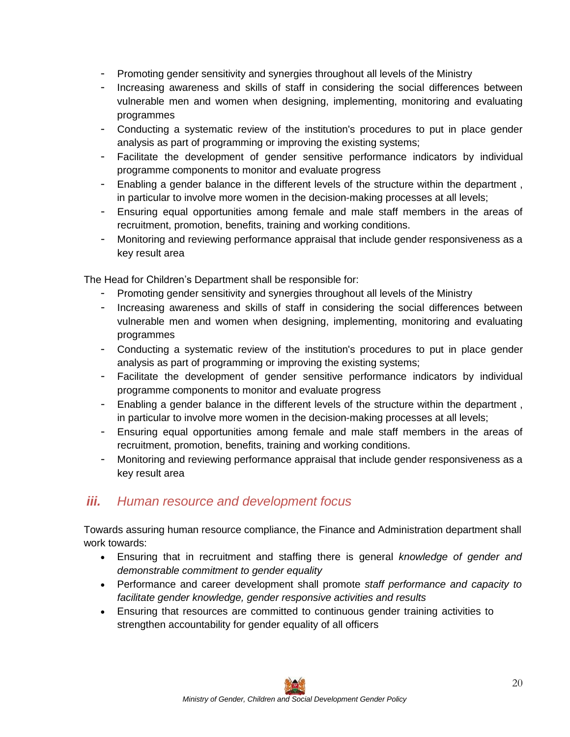- Promoting gender sensitivity and synergies throughout all levels of the Ministry
- Increasing awareness and skills of staff in considering the social differences between vulnerable men and women when designing, implementing, monitoring and evaluating programmes
- Conducting a systematic review of the institution's procedures to put in place gender analysis as part of programming or improving the existing systems;
- Facilitate the development of gender sensitive performance indicators by individual programme components to monitor and evaluate progress
- Enabling a gender balance in the different levels of the structure within the department , in particular to involve more women in the decision-making processes at all levels;
- Ensuring equal opportunities among female and male staff members in the areas of recruitment, promotion, benefits, training and working conditions.
- Monitoring and reviewing performance appraisal that include gender responsiveness as a key result area

The Head for Children's Department shall be responsible for:

- Promoting gender sensitivity and synergies throughout all levels of the Ministry
- Increasing awareness and skills of staff in considering the social differences between vulnerable men and women when designing, implementing, monitoring and evaluating programmes
- Conducting a systematic review of the institution's procedures to put in place gender analysis as part of programming or improving the existing systems;
- Facilitate the development of gender sensitive performance indicators by individual programme components to monitor and evaluate progress
- Enabling a gender balance in the different levels of the structure within the department , in particular to involve more women in the decision-making processes at all levels;
- Ensuring equal opportunities among female and male staff members in the areas of recruitment, promotion, benefits, training and working conditions.
- Monitoring and reviewing performance appraisal that include gender responsiveness as a key result area

### *iii. Human resource and development focus*

Towards assuring human resource compliance, the Finance and Administration department shall work towards:

- Ensuring that in recruitment and staffing there is general *knowledge of gender and demonstrable commitment to gender equality*
- Performance and career development shall promote *staff performance and capacity to facilitate gender knowledge, gender responsive activities and results*
- Ensuring that resources are committed to continuous gender training activities to strengthen accountability for gender equality of all officers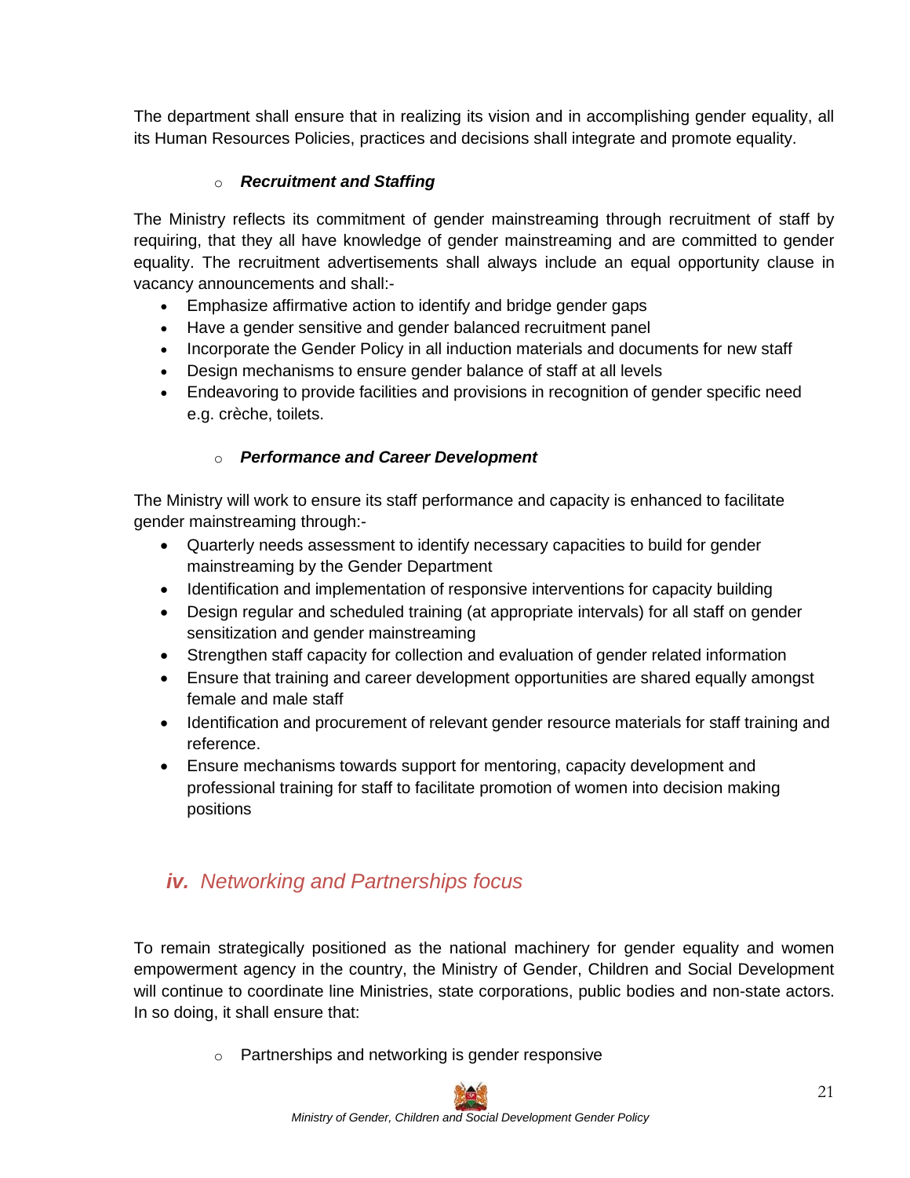The department shall ensure that in realizing its vision and in accomplishing gender equality, all its Human Resources Policies, practices and decisions shall integrate and promote equality.

- ***Recruitment and Staffing***

The Ministry reflects its commitment of gender mainstreaming through recruitment of staff by requiring, that they all have knowledge of gender mainstreaming and are committed to gender equality. The recruitment advertisements shall always include an equal opportunity clause in vacancy announcements and shall:-

- Emphasize affirmative action to identify and bridge gender gaps
- Have a gender sensitive and gender balanced recruitment panel
- Incorporate the Gender Policy in all induction materials and documents for new staff
- Design mechanisms to ensure gender balance of staff at all levels
- Endeavoring to provide facilities and provisions in recognition of gender specific need e.g. crèche, toilets.

- ***Performance and Career Development***

The Ministry will work to ensure its staff performance and capacity is enhanced to facilitate gender mainstreaming through:-

- Quarterly needs assessment to identify necessary capacities to build for gender mainstreaming by the Gender Department
- Identification and implementation of responsive interventions for capacity building
- Design regular and scheduled training (at appropriate intervals) for all staff on gender sensitization and gender mainstreaming
- Strengthen staff capacity for collection and evaluation of gender related information
- Ensure that training and career development opportunities are shared equally amongst female and male staff
- Identification and procurement of relevant gender resource materials for staff training and reference.
- Ensure mechanisms towards support for mentoring, capacity development and professional training for staff to facilitate promotion of women into decision making positions

## *iv. Networking and Partnerships focus*

To remain strategically positioned as the national machinery for gender equality and women empowerment agency in the country, the Ministry of Gender, Children and Social Development will continue to coordinate line Ministries, state corporations, public bodies and non-state actors. In so doing, it shall ensure that:

- Partnerships and networking is gender responsive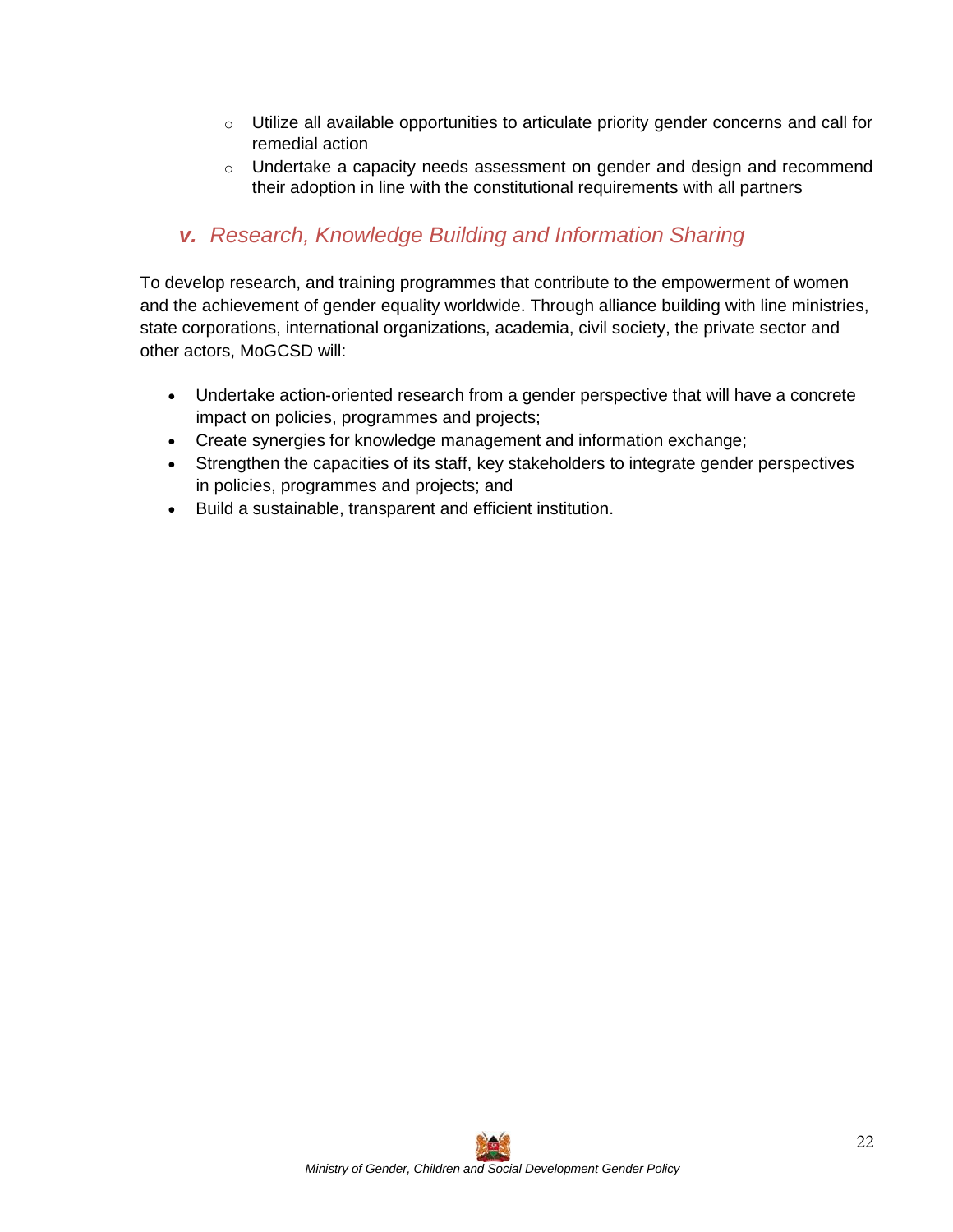- Utilize all available opportunities to articulate priority gender concerns and call for remedial action
- Undertake a capacity needs assessment on gender and design and recommend their adoption in line with the constitutional requirements with all partners

### *v. Research, Knowledge Building and Information Sharing*

To develop research, and training programmes that contribute to the empowerment of women and the achievement of gender equality worldwide. Through alliance building with line ministries, state corporations, international organizations, academia, civil society, the private sector and other actors, MoGCSD will:

- Undertake action-oriented research from a gender perspective that will have a concrete impact on policies, programmes and projects;
- Create synergies for knowledge management and information exchange;
- Strengthen the capacities of its staff, key stakeholders to integrate gender perspectives in policies, programmes and projects; and
- Build a sustainable, transparent and efficient institution.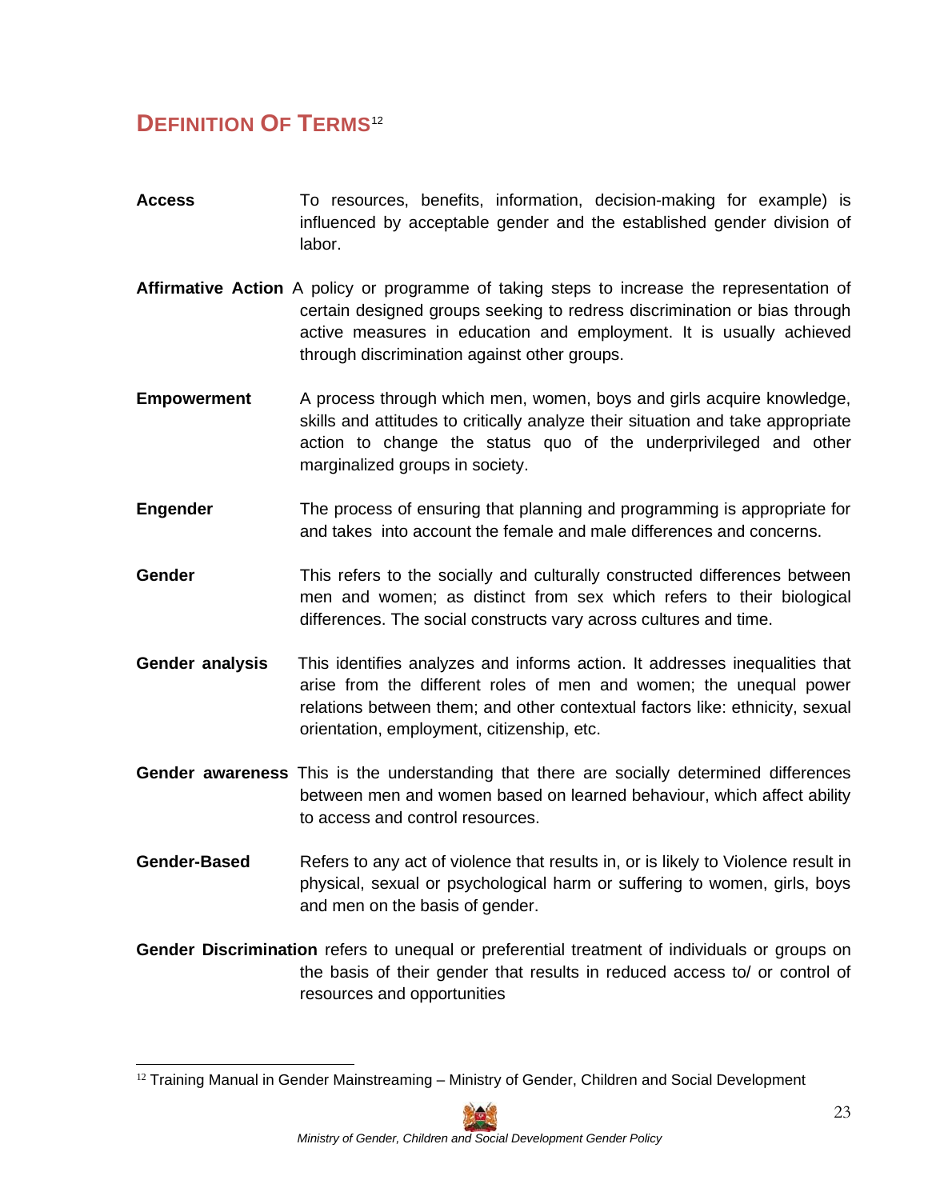## DEFINITION OF TERMS[12]

**Access** To resources, benefits, information, decision-making for example) is influenced by acceptable gender and the established gender division of labor.

**Affirmative Action** A policy or programme of taking steps to increase the representation of certain designed groups seeking to redress discrimination or bias through active measures in education and employment. It is usually achieved through discrimination against other groups.

**Empowerment** A process through which men, women, boys and girls acquire knowledge, skills and attitudes to critically analyze their situation and take appropriate action to change the status quo of the underprivileged and other marginalized groups in society.

**Engender** The process of ensuring that planning and programming is appropriate for and takes into account the female and male differences and concerns.

**Gender** This refers to the socially and culturally constructed differences between men and women; as distinct from sex which refers to their biological differences. The social constructs vary across cultures and time.

**Gender analysis** This identifies analyzes and informs action. It addresses inequalities that arise from the different roles of men and women; the unequal power relations between them; and other contextual factors like: ethnicity, sexual orientation, employment, citizenship, etc.

**Gender awareness** This is the understanding that there are socially determined differences between men and women based on learned behaviour, which affect ability to access and control resources.

**Gender-Based** Refers to any act of violence that results in, or is likely to Violence result in physical, sexual or psychological harm or suffering to women, girls, boys and men on the basis of gender.

**Gender Discrimination** refers to unequal or preferential treatment of individuals or groups on the basis of their gender that results in reduced access to/ or control of resources and opportunities

---

[12] Training Manual in Gender Mainstreaming – Ministry of Gender, Children and Social Development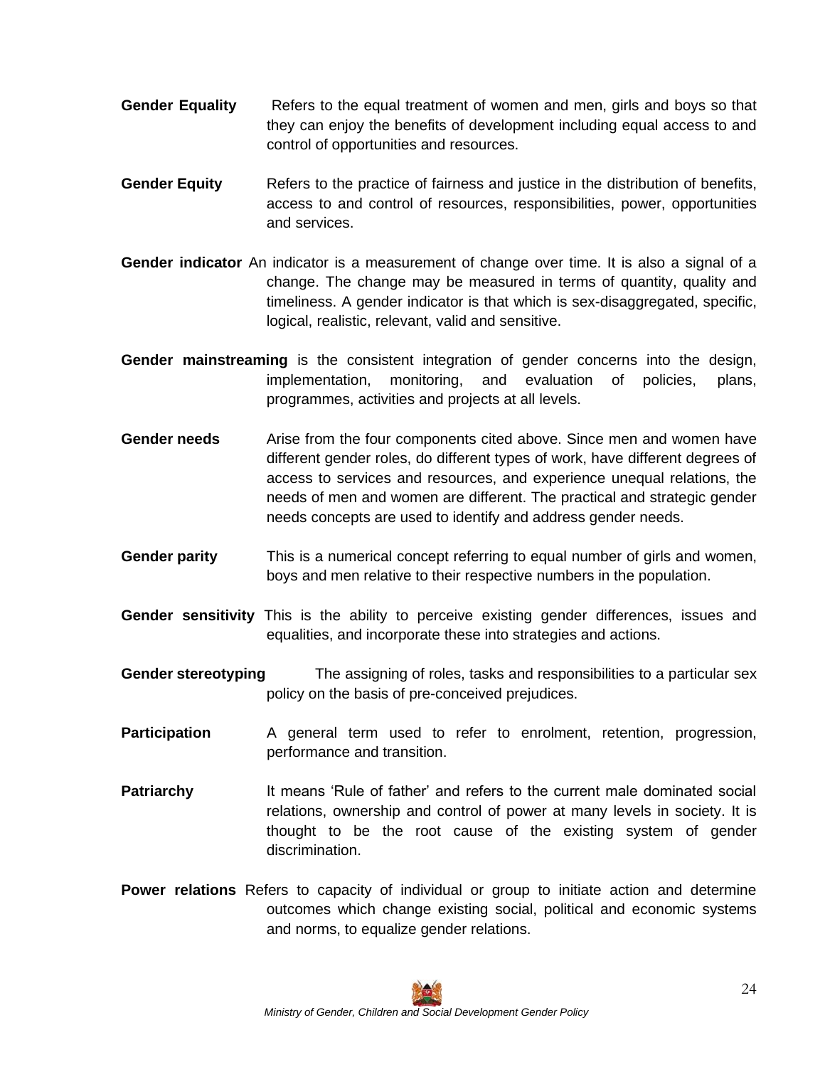**Gender Equality** Refers to the equal treatment of women and men, girls and boys so that they can enjoy the benefits of development including equal access to and control of opportunities and resources.

**Gender Equity** Refers to the practice of fairness and justice in the distribution of benefits, access to and control of resources, responsibilities, power, opportunities and services.

**Gender indicator** An indicator is a measurement of change over time. It is also a signal of a change. The change may be measured in terms of quantity, quality and timeliness. A gender indicator is that which is sex-disaggregated, specific, logical, realistic, relevant, valid and sensitive.

**Gender mainstreaming** is the consistent integration of gender concerns into the design, implementation, monitoring, and evaluation of policies, plans, programmes, activities and projects at all levels.

**Gender needs** Arise from the four components cited above. Since men and women have different gender roles, do different types of work, have different degrees of access to services and resources, and experience unequal relations, the needs of men and women are different. The practical and strategic gender needs concepts are used to identify and address gender needs.

**Gender parity** This is a numerical concept referring to equal number of girls and women, boys and men relative to their respective numbers in the population.

**Gender sensitivity** This is the ability to perceive existing gender differences, issues and equalities, and incorporate these into strategies and actions.

**Gender stereotyping** The assigning of roles, tasks and responsibilities to a particular sex policy on the basis of pre-conceived prejudices.

**Participation** A general term used to refer to enrolment, retention, progression, performance and transition.

**Patriarchy** It means 'Rule of father' and refers to the current male dominated social relations, ownership and control of power at many levels in society. It is thought to be the root cause of the existing system of gender discrimination.

**Power relations** Refers to capacity of individual or group to initiate action and determine outcomes which change existing social, political and economic systems and norms, to equalize gender relations.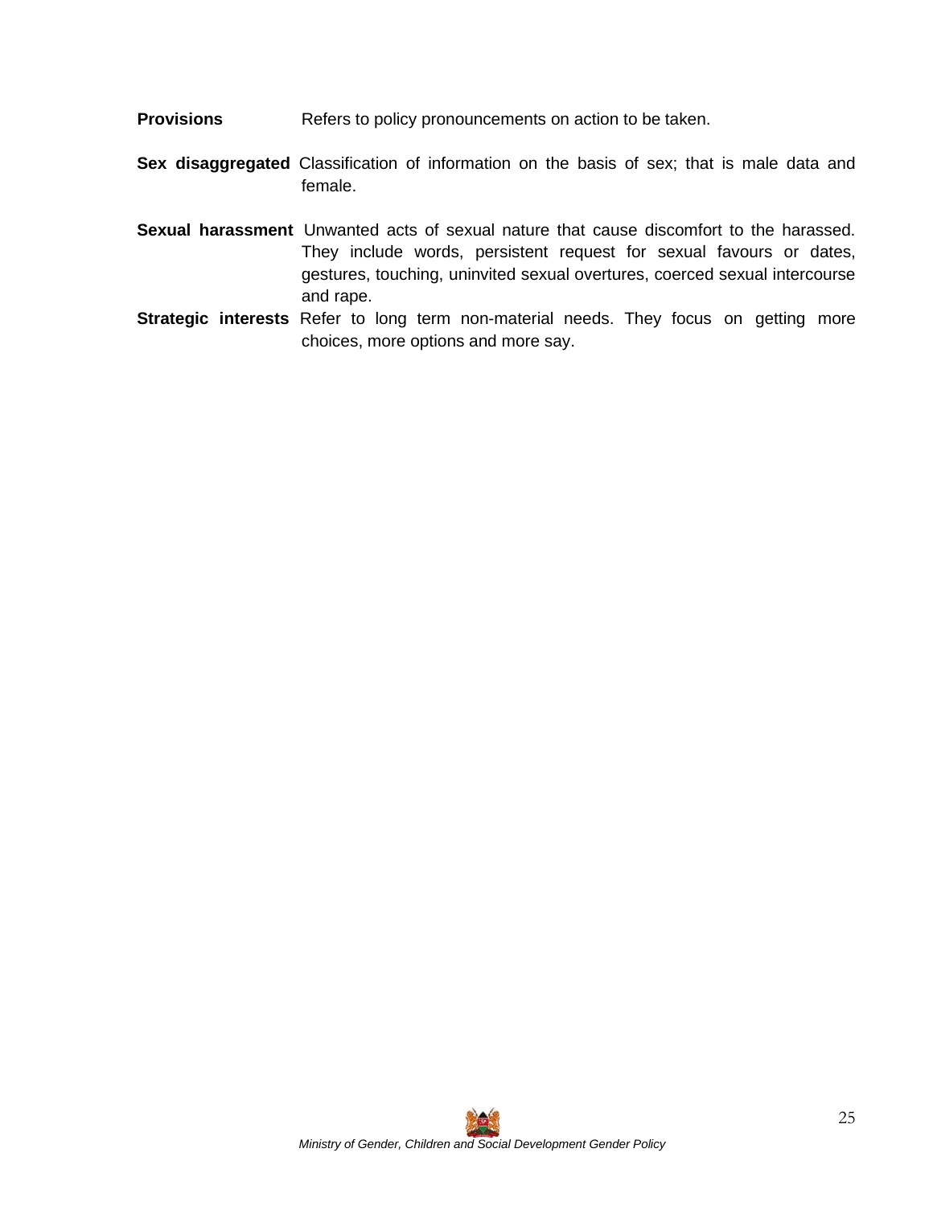**Provisions** Refers to policy pronouncements on action to be taken.

**Sex disaggregated** Classification of information on the basis of sex; that is male data and female.

**Sexual harassment** Unwanted acts of sexual nature that cause discomfort to the harassed. They include words, persistent request for sexual favours or dates, gestures, touching, uninvited sexual overtures, coerced sexual intercourse and rape.

**Strategic interests** Refer to long term non-material needs. They focus on getting more choices, more options and more say.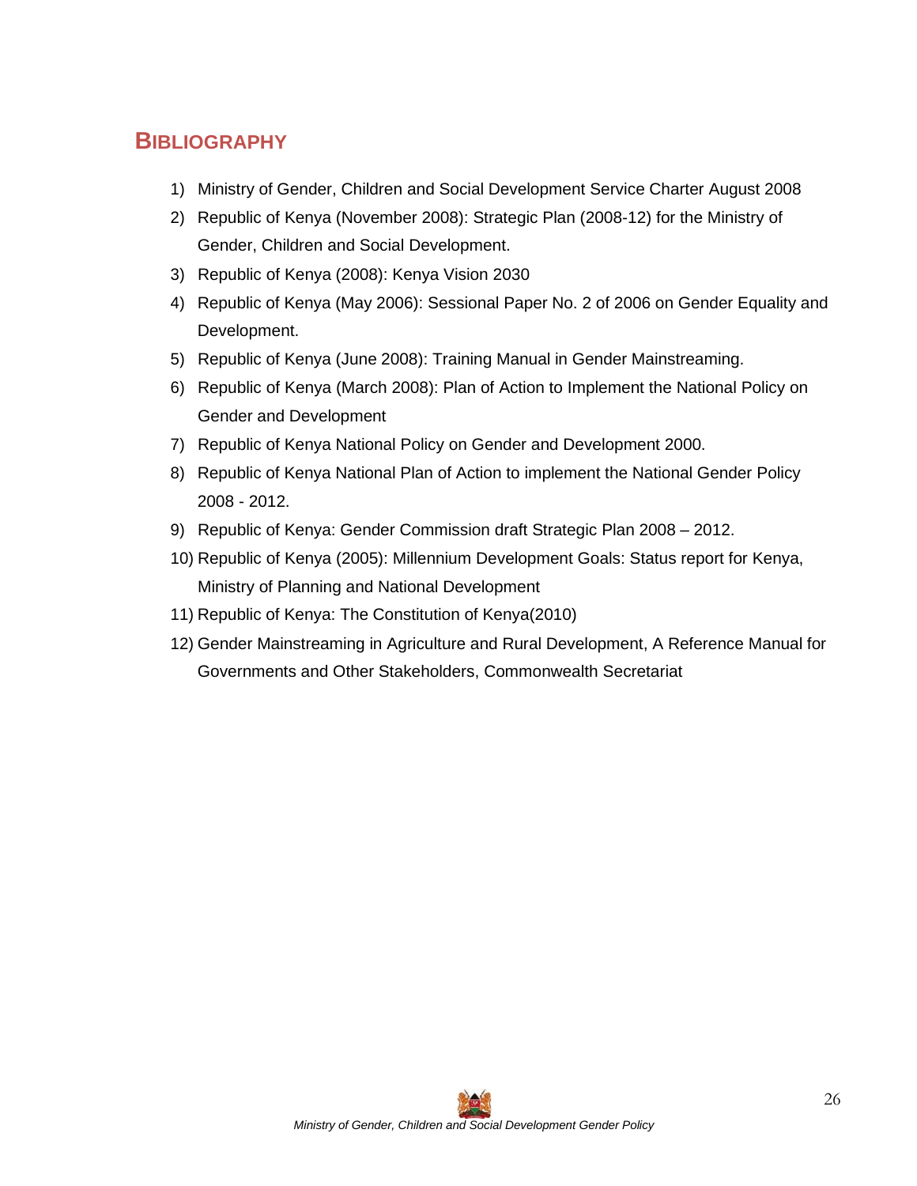## BIBLIOGRAPHY

1) Ministry of Gender, Children and Social Development Service Charter August 2008
2) Republic of Kenya (November 2008): Strategic Plan (2008-12) for the Ministry of Gender, Children and Social Development.
3) Republic of Kenya (2008): Kenya Vision 2030
4) Republic of Kenya (May 2006): Sessional Paper No. 2 of 2006 on Gender Equality and Development.
5) Republic of Kenya (June 2008): Training Manual in Gender Mainstreaming.
6) Republic of Kenya (March 2008): Plan of Action to Implement the National Policy on Gender and Development
7) Republic of Kenya National Policy on Gender and Development 2000.
8) Republic of Kenya National Plan of Action to implement the National Gender Policy 2008 - 2012.
9) Republic of Kenya: Gender Commission draft Strategic Plan 2008 – 2012.
10) Republic of Kenya (2005): Millennium Development Goals: Status report for Kenya, Ministry of Planning and National Development
11) Republic of Kenya: The Constitution of Kenya(2010)
12) Gender Mainstreaming in Agriculture and Rural Development, A Reference Manual for Governments and Other Stakeholders, Commonwealth Secretariat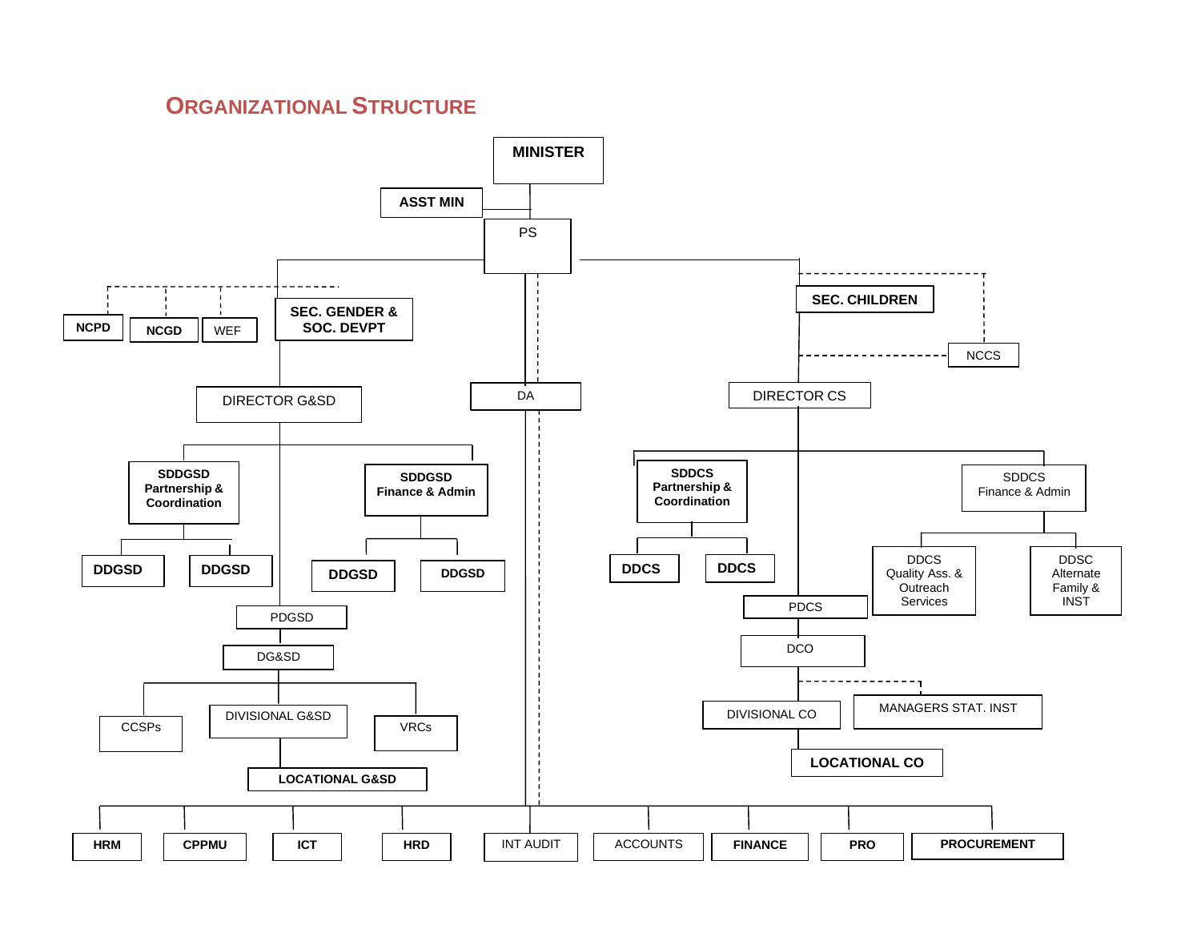## ORGANIZATIONAL STRUCTURE

MINISTER

ASST MIN

PS

NCPD

NCGD

WEF

SEC. GENDER & SOC. DEVPT

SEC. CHILDREN

NCCS

DIRECTOR G&SD

DA

DIRECTOR CS

SDDGSD Partnership & Coordination

SDDGSD Finance & Admin

SDDCS Partnership & Coordination

SDDCS Finance & Admin

DDGSD

DDGSD

DDGSD

DDGSD

DDCS

DDCS

DDCS Quality Ass. & Outreach Services

DDSC Alternate Family & INST

PDGSD

PDCS

DG&SD

DCO

CCSPs

DIVISIONAL G&SD

VRCs

DIVISIONAL CO

MANAGERS STAT. INST

LOCATIONAL G&SD

LOCATIONAL CO

HRM

CPPMU

ICT

HRD

INT AUDIT

ACCOUNTS

FINANCE

PRO

PROCUREMENT